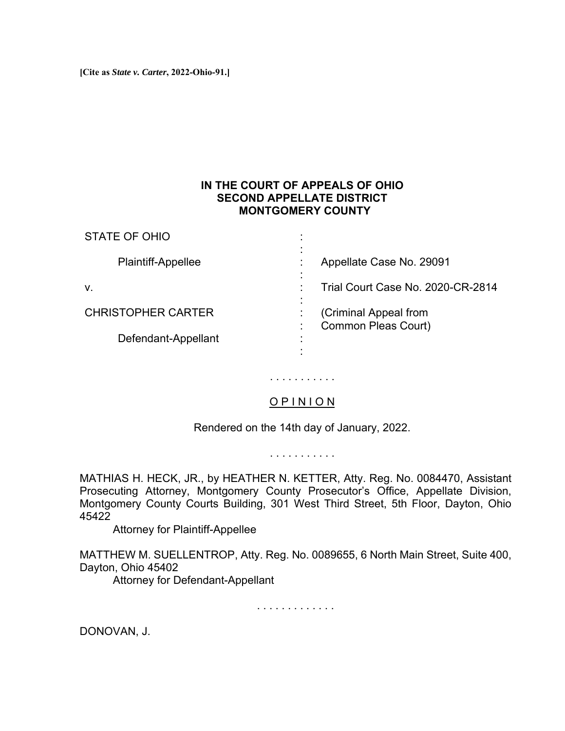[Cite as *State v. Carter*, 2022-Ohio-91.]

**IN THE COURT OF APPEALS OF OHIO**
**SECOND APPELLATE DISTRICT**
**MONTGOMERY COUNTY**

| | | |
|---|---|---|
| STATE OF OHIO | : | |
| Plaintiff-Appellee | : | Appellate Case No. 29091 |
| v. | : | Trial Court Case No. 2020-CR-2814 |
| CHRISTOPHER CARTER | : | (Criminal Appeal from Common Pleas Court) |
| Defendant-Appellant | : | |

. . . . . . . . . . .

OPINION

Rendered on the 14th day of January, 2022.

. . . . . . . . . . .

MATHIAS H. HECK, JR., by HEATHER N. KETTER, Atty. Reg. No. 0084470, Assistant Prosecuting Attorney, Montgomery County Prosecutor's Office, Appellate Division, Montgomery County Courts Building, 301 West Third Street, 5th Floor, Dayton, Ohio 45422
Attorney for Plaintiff-Appellee

MATTHEW M. SUELLENTROP, Atty. Reg. No. 0089655, 6 North Main Street, Suite 400, Dayton, Ohio 45402
Attorney for Defendant-Appellant

. . . . . . . . . . . . .

DONOVAN, J.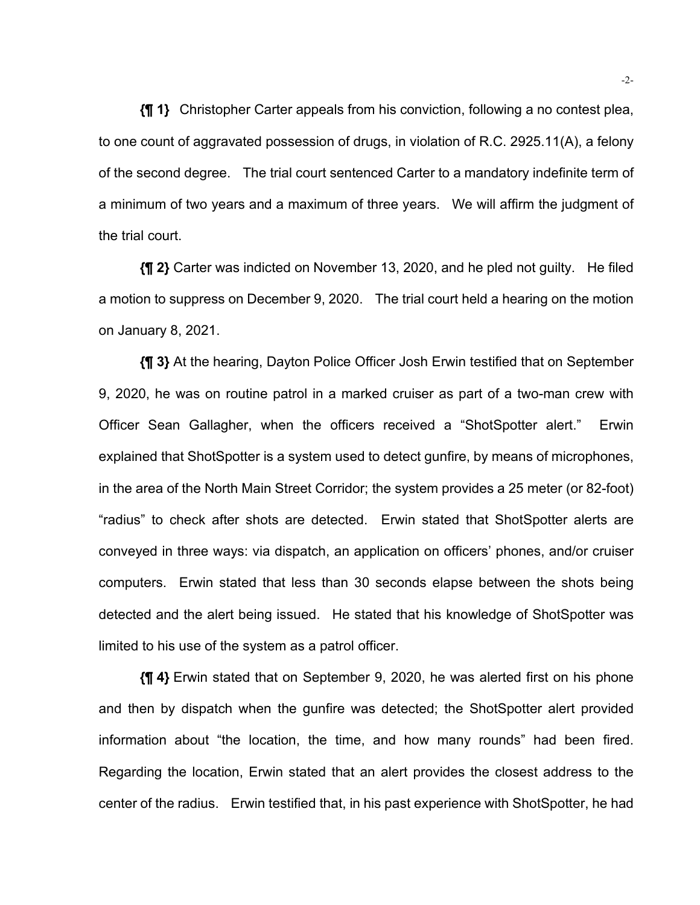**{¶ 1}** Christopher Carter appeals from his conviction, following a no contest plea, to one count of aggravated possession of drugs, in violation of R.C. 2925.11(A), a felony of the second degree. The trial court sentenced Carter to a mandatory indefinite term of a minimum of two years and a maximum of three years. We will affirm the judgment of the trial court.

**{¶ 2}** Carter was indicted on November 13, 2020, and he pled not guilty. He filed a motion to suppress on December 9, 2020. The trial court held a hearing on the motion on January 8, 2021.

**{¶ 3}** At the hearing, Dayton Police Officer Josh Erwin testified that on September 9, 2020, he was on routine patrol in a marked cruiser as part of a two-man crew with Officer Sean Gallagher, when the officers received a "ShotSpotter alert." Erwin explained that ShotSpotter is a system used to detect gunfire, by means of microphones, in the area of the North Main Street Corridor; the system provides a 25 meter (or 82-foot) "radius" to check after shots are detected. Erwin stated that ShotSpotter alerts are conveyed in three ways: via dispatch, an application on officers' phones, and/or cruiser computers. Erwin stated that less than 30 seconds elapse between the shots being detected and the alert being issued. He stated that his knowledge of ShotSpotter was limited to his use of the system as a patrol officer.

**{¶ 4}** Erwin stated that on September 9, 2020, he was alerted first on his phone and then by dispatch when the gunfire was detected; the ShotSpotter alert provided information about "the location, the time, and how many rounds" had been fired. Regarding the location, Erwin stated that an alert provides the closest address to the center of the radius. Erwin testified that, in his past experience with ShotSpotter, he had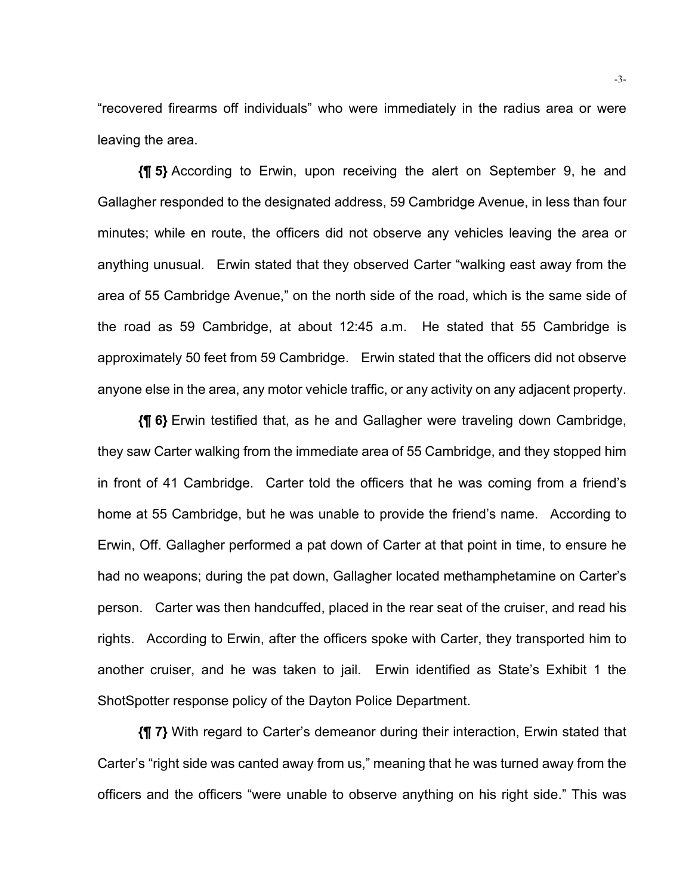"recovered firearms off individuals" who were immediately in the radius area or were leaving the area.

**{¶ 5}** According to Erwin, upon receiving the alert on September 9, he and Gallagher responded to the designated address, 59 Cambridge Avenue, in less than four minutes; while en route, the officers did not observe any vehicles leaving the area or anything unusual. Erwin stated that they observed Carter "walking east away from the area of 55 Cambridge Avenue," on the north side of the road, which is the same side of the road as 59 Cambridge, at about 12:45 a.m. He stated that 55 Cambridge is approximately 50 feet from 59 Cambridge. Erwin stated that the officers did not observe anyone else in the area, any motor vehicle traffic, or any activity on any adjacent property.

**{¶ 6}** Erwin testified that, as he and Gallagher were traveling down Cambridge, they saw Carter walking from the immediate area of 55 Cambridge, and they stopped him in front of 41 Cambridge. Carter told the officers that he was coming from a friend's home at 55 Cambridge, but he was unable to provide the friend's name. According to Erwin, Off. Gallagher performed a pat down of Carter at that point in time, to ensure he had no weapons; during the pat down, Gallagher located methamphetamine on Carter's person. Carter was then handcuffed, placed in the rear seat of the cruiser, and read his rights. According to Erwin, after the officers spoke with Carter, they transported him to another cruiser, and he was taken to jail. Erwin identified as State's Exhibit 1 the ShotSpotter response policy of the Dayton Police Department.

**{¶ 7}** With regard to Carter's demeanor during their interaction, Erwin stated that Carter's "right side was canted away from us," meaning that he was turned away from the officers and the officers "were unable to observe anything on his right side." This was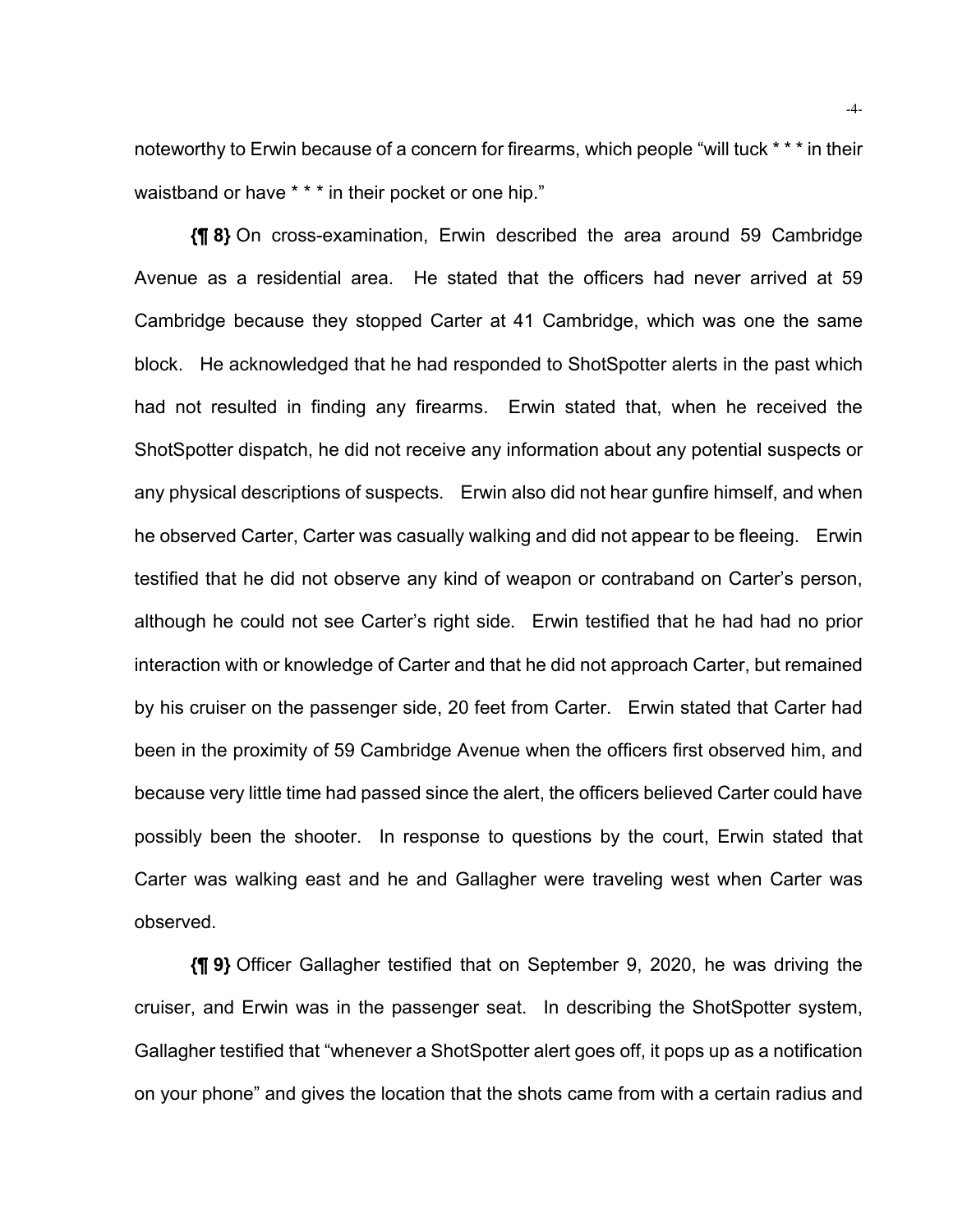noteworthy to Erwin because of a concern for firearms, which people "will tuck * * * in their waistband or have * * * in their pocket or one hip."

**{¶ 8}** On cross-examination, Erwin described the area around 59 Cambridge Avenue as a residential area. He stated that the officers had never arrived at 59 Cambridge because they stopped Carter at 41 Cambridge, which was one the same block. He acknowledged that he had responded to ShotSpotter alerts in the past which had not resulted in finding any firearms. Erwin stated that, when he received the ShotSpotter dispatch, he did not receive any information about any potential suspects or any physical descriptions of suspects. Erwin also did not hear gunfire himself, and when he observed Carter, Carter was casually walking and did not appear to be fleeing. Erwin testified that he did not observe any kind of weapon or contraband on Carter's person, although he could not see Carter's right side. Erwin testified that he had had no prior interaction with or knowledge of Carter and that he did not approach Carter, but remained by his cruiser on the passenger side, 20 feet from Carter. Erwin stated that Carter had been in the proximity of 59 Cambridge Avenue when the officers first observed him, and because very little time had passed since the alert, the officers believed Carter could have possibly been the shooter. In response to questions by the court, Erwin stated that Carter was walking east and he and Gallagher were traveling west when Carter was observed.

**{¶ 9}** Officer Gallagher testified that on September 9, 2020, he was driving the cruiser, and Erwin was in the passenger seat. In describing the ShotSpotter system, Gallagher testified that "whenever a ShotSpotter alert goes off, it pops up as a notification on your phone" and gives the location that the shots came from with a certain radius and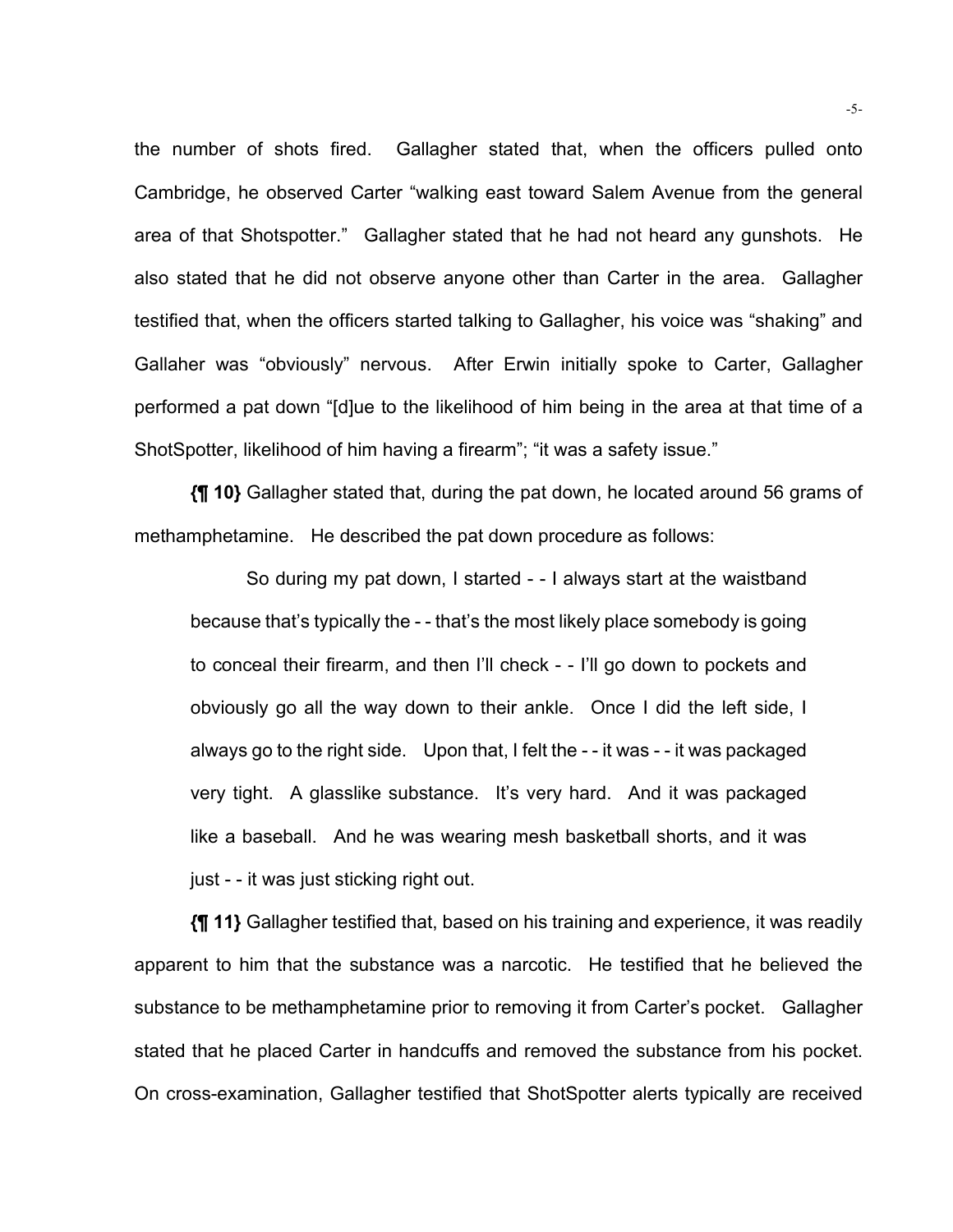the number of shots fired. Gallagher stated that, when the officers pulled onto Cambridge, he observed Carter "walking east toward Salem Avenue from the general area of that Shotspotter." Gallagher stated that he had not heard any gunshots. He also stated that he did not observe anyone other than Carter in the area. Gallagher testified that, when the officers started talking to Gallagher, his voice was "shaking" and Gallaher was "obviously" nervous. After Erwin initially spoke to Carter, Gallagher performed a pat down "[d]ue to the likelihood of him being in the area at that time of a ShotSpotter, likelihood of him having a firearm"; "it was a safety issue."

**{¶ 10}** Gallagher stated that, during the pat down, he located around 56 grams of methamphetamine. He described the pat down procedure as follows:

> So during my pat down, I started - - I always start at the waistband because that's typically the - - that's the most likely place somebody is going to conceal their firearm, and then I'll check - - I'll go down to pockets and obviously go all the way down to their ankle. Once I did the left side, I always go to the right side. Upon that, I felt the - - it was - - it was packaged very tight. A glasslike substance. It's very hard. And it was packaged like a baseball. And he was wearing mesh basketball shorts, and it was just - - it was just sticking right out.

**{¶ 11}** Gallagher testified that, based on his training and experience, it was readily apparent to him that the substance was a narcotic. He testified that he believed the substance to be methamphetamine prior to removing it from Carter's pocket. Gallagher stated that he placed Carter in handcuffs and removed the substance from his pocket. On cross-examination, Gallagher testified that ShotSpotter alerts typically are received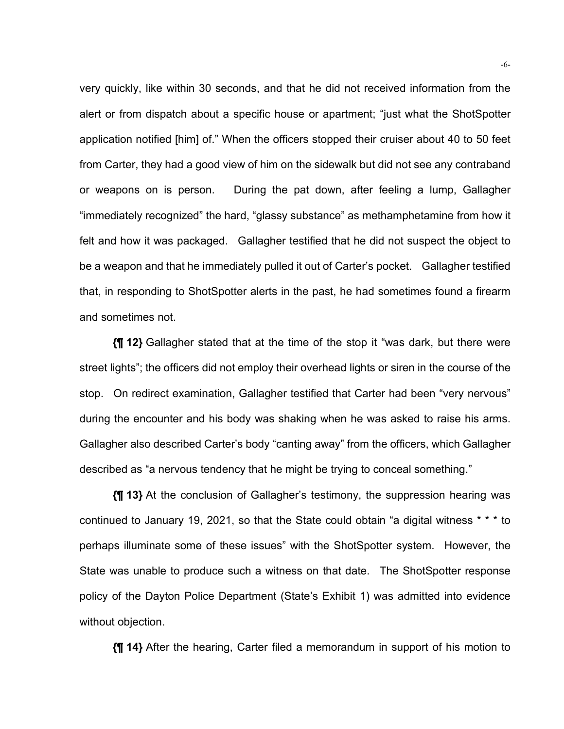very quickly, like within 30 seconds, and that he did not received information from the alert or from dispatch about a specific house or apartment; "just what the ShotSpotter application notified [him] of." When the officers stopped their cruiser about 40 to 50 feet from Carter, they had a good view of him on the sidewalk but did not see any contraband or weapons on is person. During the pat down, after feeling a lump, Gallagher "immediately recognized" the hard, "glassy substance" as methamphetamine from how it felt and how it was packaged. Gallagher testified that he did not suspect the object to be a weapon and that he immediately pulled it out of Carter's pocket. Gallagher testified that, in responding to ShotSpotter alerts in the past, he had sometimes found a firearm and sometimes not.

**{¶ 12}** Gallagher stated that at the time of the stop it "was dark, but there were street lights"; the officers did not employ their overhead lights or siren in the course of the stop. On redirect examination, Gallagher testified that Carter had been "very nervous" during the encounter and his body was shaking when he was asked to raise his arms. Gallagher also described Carter's body "canting away" from the officers, which Gallagher described as "a nervous tendency that he might be trying to conceal something."

**{¶ 13}** At the conclusion of Gallagher's testimony, the suppression hearing was continued to January 19, 2021, so that the State could obtain "a digital witness * * * to perhaps illuminate some of these issues" with the ShotSpotter system. However, the State was unable to produce such a witness on that date. The ShotSpotter response policy of the Dayton Police Department (State's Exhibit 1) was admitted into evidence without objection.

**{¶ 14}** After the hearing, Carter filed a memorandum in support of his motion to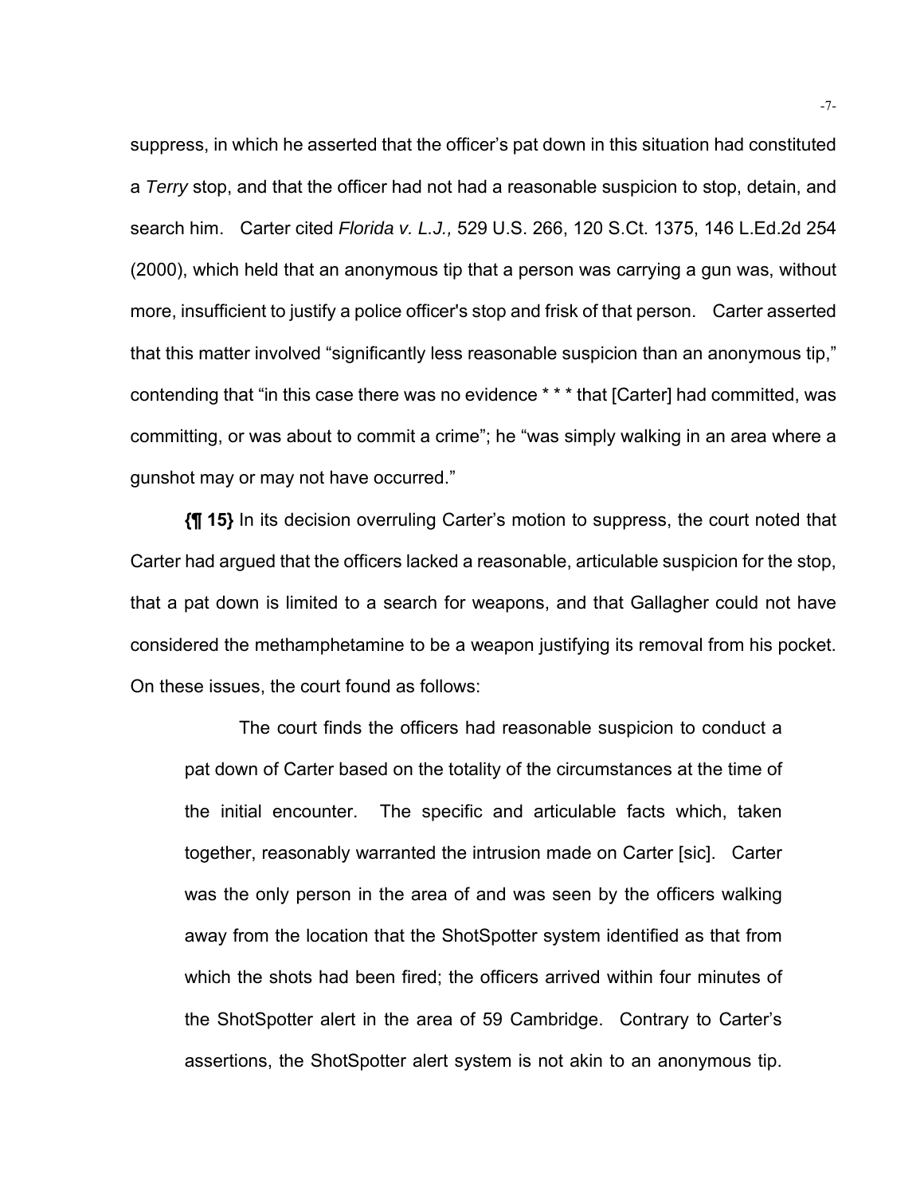suppress, in which he asserted that the officer's pat down in this situation had constituted a *Terry* stop, and that the officer had not had a reasonable suspicion to stop, detain, and search him. Carter cited *Florida v. L.J.,* 529 U.S. 266, 120 S.Ct. 1375, 146 L.Ed.2d 254 (2000), which held that an anonymous tip that a person was carrying a gun was, without more, insufficient to justify a police officer's stop and frisk of that person. Carter asserted that this matter involved "significantly less reasonable suspicion than an anonymous tip," contending that "in this case there was no evidence * * * that [Carter] had committed, was committing, or was about to commit a crime"; he "was simply walking in an area where a gunshot may or may not have occurred."

**{¶ 15}** In its decision overruling Carter's motion to suppress, the court noted that Carter had argued that the officers lacked a reasonable, articulable suspicion for the stop, that a pat down is limited to a search for weapons, and that Gallagher could not have considered the methamphetamine to be a weapon justifying its removal from his pocket. On these issues, the court found as follows:

> The court finds the officers had reasonable suspicion to conduct a pat down of Carter based on the totality of the circumstances at the time of the initial encounter. The specific and articulable facts which, taken together, reasonably warranted the intrusion made on Carter [sic]. Carter was the only person in the area of and was seen by the officers walking away from the location that the ShotSpotter system identified as that from which the shots had been fired; the officers arrived within four minutes of the ShotSpotter alert in the area of 59 Cambridge. Contrary to Carter's assertions, the ShotSpotter alert system is not akin to an anonymous tip.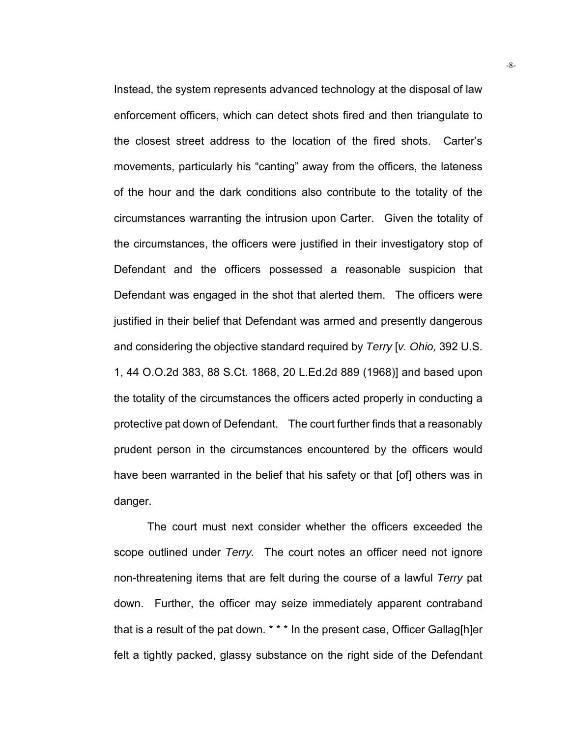Instead, the system represents advanced technology at the disposal of law enforcement officers, which can detect shots fired and then triangulate to the closest street address to the location of the fired shots. Carter's movements, particularly his "canting" away from the officers, the lateness of the hour and the dark conditions also contribute to the totality of the circumstances warranting the intrusion upon Carter. Given the totality of the circumstances, the officers were justified in their investigatory stop of Defendant and the officers possessed a reasonable suspicion that Defendant was engaged in the shot that alerted them. The officers were justified in their belief that Defendant was armed and presently dangerous and considering the objective standard required by *Terry* [*v. Ohio,* 392 U.S. 1, 44 O.O.2d 383, 88 S.Ct. 1868, 20 L.Ed.2d 889 (1968)] and based upon the totality of the circumstances the officers acted properly in conducting a protective pat down of Defendant. The court further finds that a reasonably prudent person in the circumstances encountered by the officers would have been warranted in the belief that his safety or that [of] others was in danger.

The court must next consider whether the officers exceeded the scope outlined under *Terry.* The court notes an officer need not ignore non-threatening items that are felt during the course of a lawful *Terry* pat down. Further, the officer may seize immediately apparent contraband that is a result of the pat down. * * * In the present case, Officer Gallag[h]er felt a tightly packed, glassy substance on the right side of the Defendant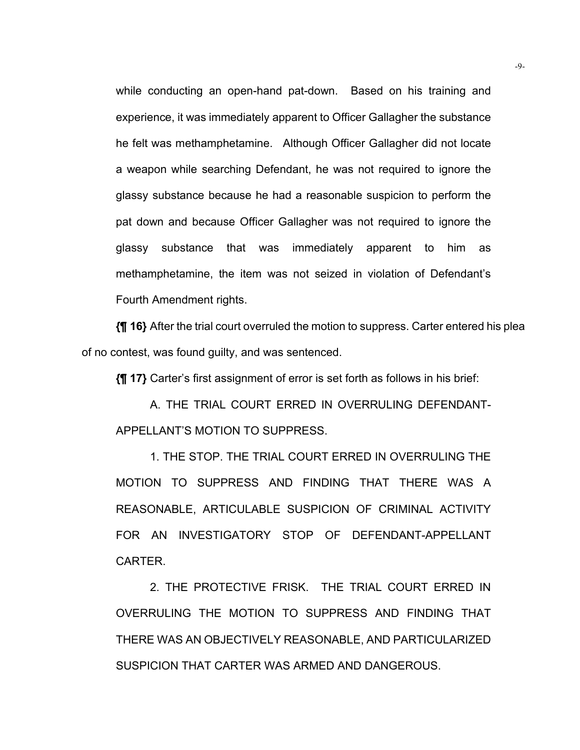while conducting an open-hand pat-down. Based on his training and experience, it was immediately apparent to Officer Gallagher the substance he felt was methamphetamine. Although Officer Gallagher did not locate a weapon while searching Defendant, he was not required to ignore the glassy substance because he had a reasonable suspicion to perform the pat down and because Officer Gallagher was not required to ignore the glassy substance that was immediately apparent to him as methamphetamine, the item was not seized in violation of Defendant's Fourth Amendment rights.

**{¶ 16}** After the trial court overruled the motion to suppress. Carter entered his plea of no contest, was found guilty, and was sentenced.

**{¶ 17}** Carter's first assignment of error is set forth as follows in his brief:

A. THE TRIAL COURT ERRED IN OVERRULING DEFENDANT-APPELLANT'S MOTION TO SUPPRESS.

1. THE STOP. THE TRIAL COURT ERRED IN OVERRULING THE MOTION TO SUPPRESS AND FINDING THAT THERE WAS A REASONABLE, ARTICULABLE SUSPICION OF CRIMINAL ACTIVITY FOR AN INVESTIGATORY STOP OF DEFENDANT-APPELLANT CARTER.

2. THE PROTECTIVE FRISK. THE TRIAL COURT ERRED IN OVERRULING THE MOTION TO SUPPRESS AND FINDING THAT THERE WAS AN OBJECTIVELY REASONABLE, AND PARTICULARIZED SUSPICION THAT CARTER WAS ARMED AND DANGEROUS.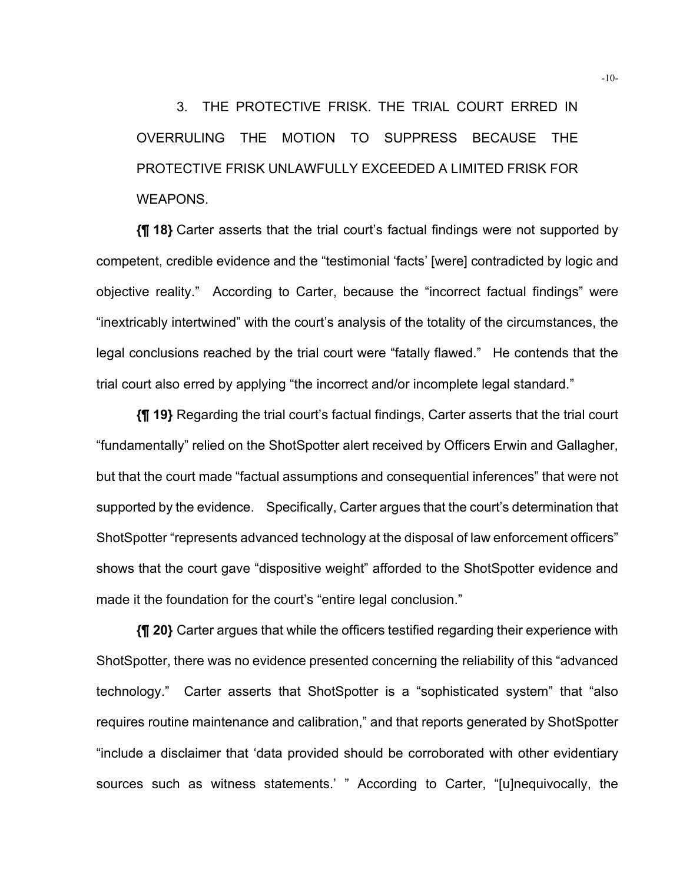3. THE PROTECTIVE FRISK. THE TRIAL COURT ERRED IN OVERRULING THE MOTION TO SUPPRESS BECAUSE THE PROTECTIVE FRISK UNLAWFULLY EXCEEDED A LIMITED FRISK FOR WEAPONS.

**{¶ 18}** Carter asserts that the trial court's factual findings were not supported by competent, credible evidence and the "testimonial 'facts' [were] contradicted by logic and objective reality." According to Carter, because the "incorrect factual findings" were "inextricably intertwined" with the court's analysis of the totality of the circumstances, the legal conclusions reached by the trial court were "fatally flawed." He contends that the trial court also erred by applying "the incorrect and/or incomplete legal standard."

**{¶ 19}** Regarding the trial court's factual findings, Carter asserts that the trial court "fundamentally" relied on the ShotSpotter alert received by Officers Erwin and Gallagher, but that the court made "factual assumptions and consequential inferences" that were not supported by the evidence. Specifically, Carter argues that the court's determination that ShotSpotter "represents advanced technology at the disposal of law enforcement officers" shows that the court gave "dispositive weight" afforded to the ShotSpotter evidence and made it the foundation for the court's "entire legal conclusion."

**{¶ 20}** Carter argues that while the officers testified regarding their experience with ShotSpotter, there was no evidence presented concerning the reliability of this "advanced technology." Carter asserts that ShotSpotter is a "sophisticated system" that "also requires routine maintenance and calibration," and that reports generated by ShotSpotter "include a disclaimer that 'data provided should be corroborated with other evidentiary sources such as witness statements.' " According to Carter, "[u]nequivocally, the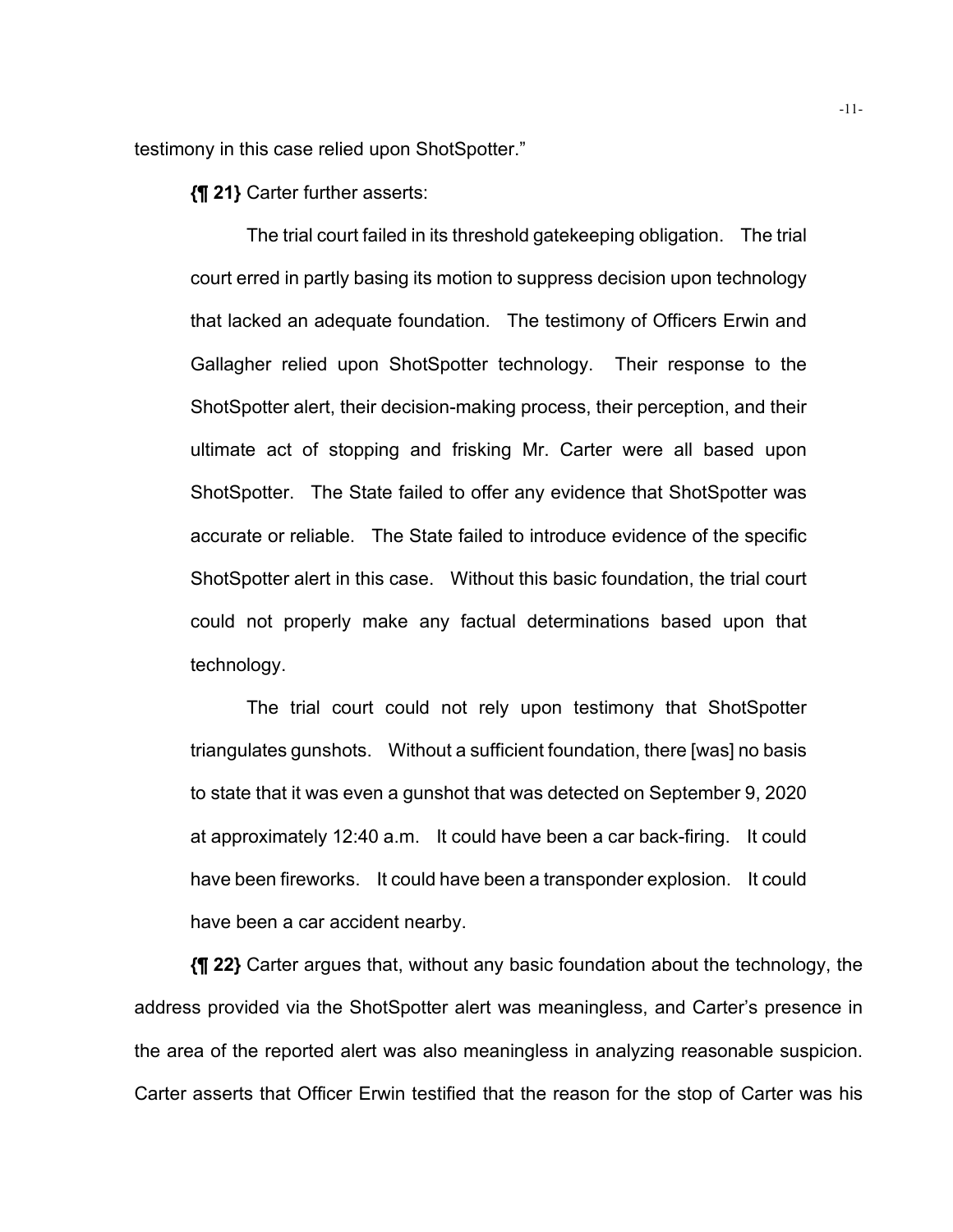testimony in this case relied upon ShotSpotter."

**{¶ 21}** Carter further asserts:

> The trial court failed in its threshold gatekeeping obligation. The trial court erred in partly basing its motion to suppress decision upon technology that lacked an adequate foundation. The testimony of Officers Erwin and Gallagher relied upon ShotSpotter technology. Their response to the ShotSpotter alert, their decision-making process, their perception, and their ultimate act of stopping and frisking Mr. Carter were all based upon ShotSpotter. The State failed to offer any evidence that ShotSpotter was accurate or reliable. The State failed to introduce evidence of the specific ShotSpotter alert in this case. Without this basic foundation, the trial court could not properly make any factual determinations based upon that technology.
>
> The trial court could not rely upon testimony that ShotSpotter triangulates gunshots. Without a sufficient foundation, there [was] no basis to state that it was even a gunshot that was detected on September 9, 2020 at approximately 12:40 a.m. It could have been a car back-firing. It could have been fireworks. It could have been a transponder explosion. It could have been a car accident nearby.

**{¶ 22}** Carter argues that, without any basic foundation about the technology, the address provided via the ShotSpotter alert was meaningless, and Carter's presence in the area of the reported alert was also meaningless in analyzing reasonable suspicion. Carter asserts that Officer Erwin testified that the reason for the stop of Carter was his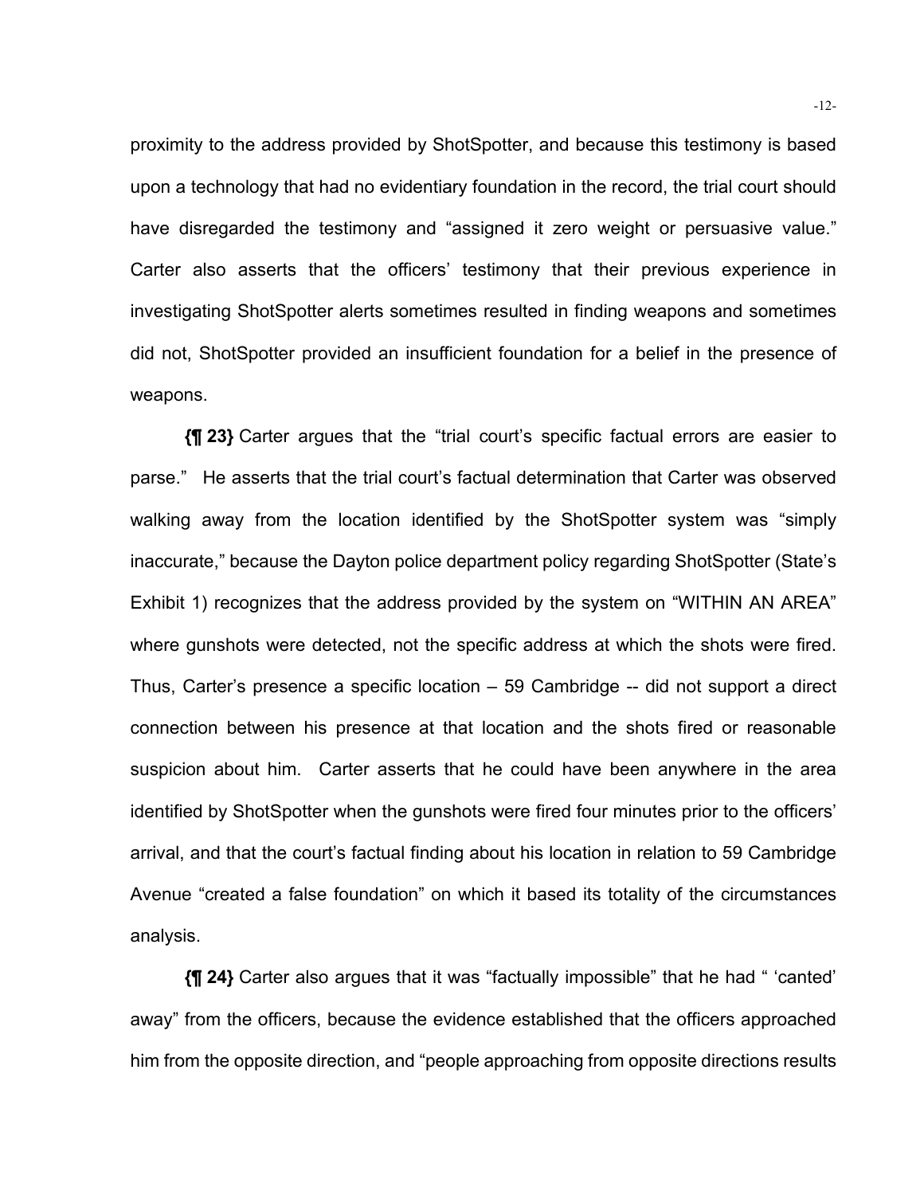proximity to the address provided by ShotSpotter, and because this testimony is based upon a technology that had no evidentiary foundation in the record, the trial court should have disregarded the testimony and "assigned it zero weight or persuasive value." Carter also asserts that the officers' testimony that their previous experience in investigating ShotSpotter alerts sometimes resulted in finding weapons and sometimes did not, ShotSpotter provided an insufficient foundation for a belief in the presence of weapons.

**{¶ 23}** Carter argues that the "trial court's specific factual errors are easier to parse." He asserts that the trial court's factual determination that Carter was observed walking away from the location identified by the ShotSpotter system was "simply inaccurate," because the Dayton police department policy regarding ShotSpotter (State's Exhibit 1) recognizes that the address provided by the system on "WITHIN AN AREA" where gunshots were detected, not the specific address at which the shots were fired. Thus, Carter's presence a specific location – 59 Cambridge -- did not support a direct connection between his presence at that location and the shots fired or reasonable suspicion about him. Carter asserts that he could have been anywhere in the area identified by ShotSpotter when the gunshots were fired four minutes prior to the officers' arrival, and that the court's factual finding about his location in relation to 59 Cambridge Avenue "created a false foundation" on which it based its totality of the circumstances analysis.

**{¶ 24}** Carter also argues that it was "factually impossible" that he had " 'canted' away" from the officers, because the evidence established that the officers approached him from the opposite direction, and "people approaching from opposite directions results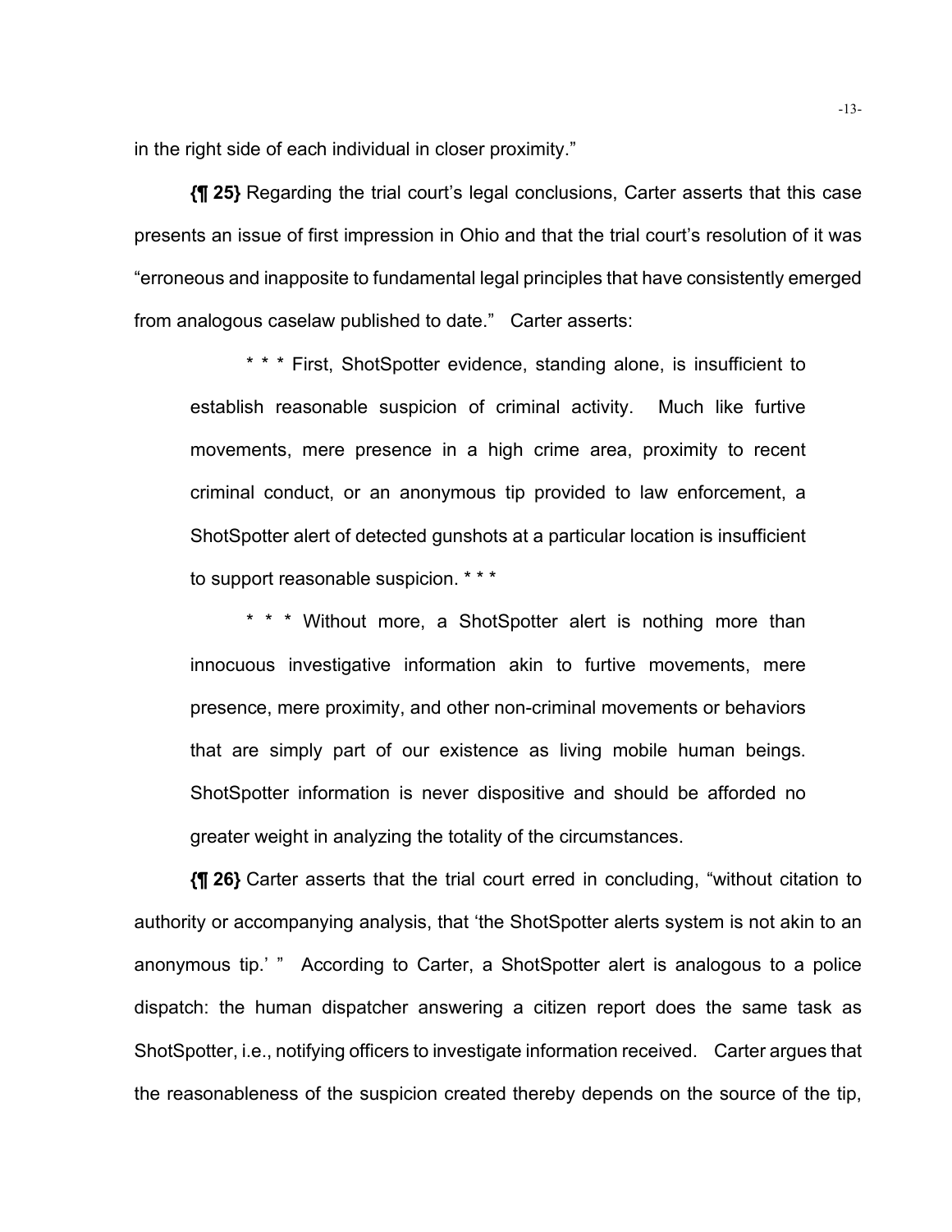in the right side of each individual in closer proximity."

**{¶ 25}** Regarding the trial court's legal conclusions, Carter asserts that this case presents an issue of first impression in Ohio and that the trial court's resolution of it was "erroneous and inapposite to fundamental legal principles that have consistently emerged from analogous caselaw published to date." Carter asserts:

> * * * First, ShotSpotter evidence, standing alone, is insufficient to establish reasonable suspicion of criminal activity. Much like furtive movements, mere presence in a high crime area, proximity to recent criminal conduct, or an anonymous tip provided to law enforcement, a ShotSpotter alert of detected gunshots at a particular location is insufficient to support reasonable suspicion. * * *
>
> * * * Without more, a ShotSpotter alert is nothing more than innocuous investigative information akin to furtive movements, mere presence, mere proximity, and other non-criminal movements or behaviors that are simply part of our existence as living mobile human beings. ShotSpotter information is never dispositive and should be afforded no greater weight in analyzing the totality of the circumstances.

**{¶ 26}** Carter asserts that the trial court erred in concluding, "without citation to authority or accompanying analysis, that 'the ShotSpotter alerts system is not akin to an anonymous tip.' " According to Carter, a ShotSpotter alert is analogous to a police dispatch: the human dispatcher answering a citizen report does the same task as ShotSpotter, i.e., notifying officers to investigate information received. Carter argues that the reasonableness of the suspicion created thereby depends on the source of the tip,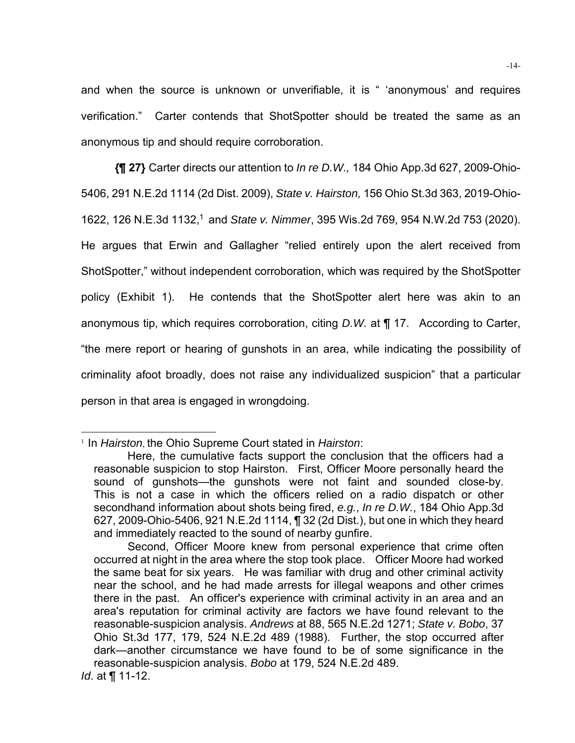and when the source is unknown or unverifiable, it is " 'anonymous' and requires verification." Carter contends that ShotSpotter should be treated the same as an anonymous tip and should require corroboration.

**{¶ 27}** Carter directs our attention to *In re D.W.,* 184 Ohio App.3d 627, 2009-Ohio-5406, 291 N.E.2d 1114 (2d Dist. 2009), *State v. Hairston,* 156 Ohio St.3d 363, 2019-Ohio-1622, 126 N.E.3d 1132,[1] and *State v. Nimmer*, 395 Wis.2d 769, 954 N.W.2d 753 (2020). He argues that Erwin and Gallagher "relied entirely upon the alert received from ShotSpotter," without independent corroboration, which was required by the ShotSpotter policy (Exhibit 1). He contends that the ShotSpotter alert here was akin to an anonymous tip, which requires corroboration, citing *D.W.* at ¶ 17. According to Carter, "the mere report or hearing of gunshots in an area, while indicating the possibility of criminality afoot broadly, does not raise any individualized suspicion" that a particular person in that area is engaged in wrongdoing.

---

[1] In *Hairston*, the Ohio Supreme Court stated in *Hairston*:

> Here, the cumulative facts support the conclusion that the officers had a reasonable suspicion to stop Hairston. First, Officer Moore personally heard the sound of gunshots—the gunshots were not faint and sounded close-by. This is not a case in which the officers relied on a radio dispatch or other secondhand information about shots being fired, *e.g.*, *In re D.W.*, 184 Ohio App.3d 627, 2009-Ohio-5406, 921 N.E.2d 1114, ¶ 32 (2d Dist.), but one in which they heard and immediately reacted to the sound of nearby gunfire.
>
> Second, Officer Moore knew from personal experience that crime often occurred at night in the area where the stop took place. Officer Moore had worked the same beat for six years. He was familiar with drug and other criminal activity near the school, and he had made arrests for illegal weapons and other crimes there in the past. An officer's experience with criminal activity in an area and an area's reputation for criminal activity are factors we have found relevant to the reasonable-suspicion analysis. *Andrews* at 88, 565 N.E.2d 1271; *State v. Bobo*, 37 Ohio St.3d 177, 179, 524 N.E.2d 489 (1988). Further, the stop occurred after dark—another circumstance we have found to be of some significance in the reasonable-suspicion analysis. *Bobo* at 179, 524 N.E.2d 489.

*Id*. at ¶ 11-12.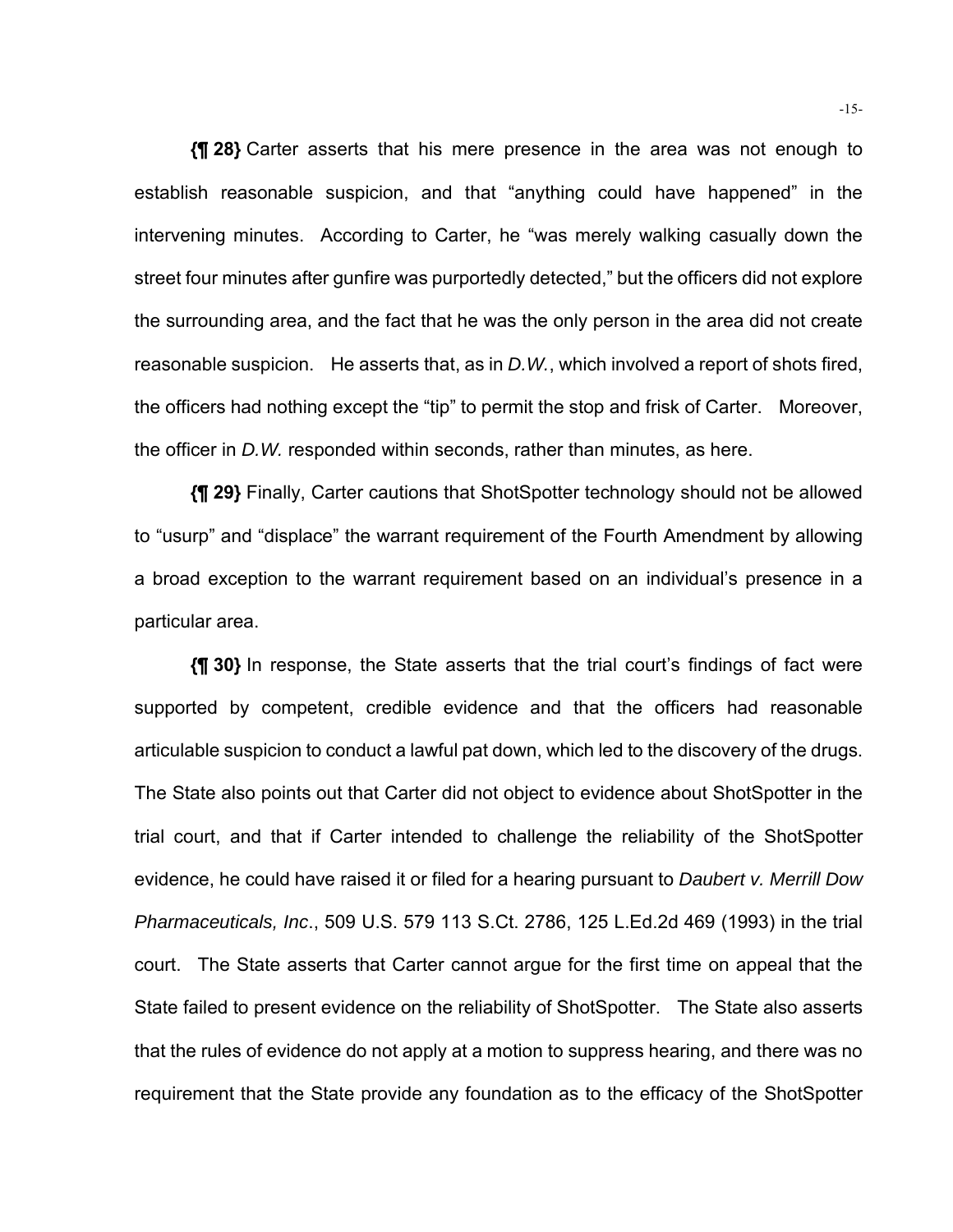**{¶ 28}** Carter asserts that his mere presence in the area was not enough to establish reasonable suspicion, and that "anything could have happened" in the intervening minutes. According to Carter, he "was merely walking casually down the street four minutes after gunfire was purportedly detected," but the officers did not explore the surrounding area, and the fact that he was the only person in the area did not create reasonable suspicion. He asserts that, as in *D.W.*, which involved a report of shots fired, the officers had nothing except the "tip" to permit the stop and frisk of Carter. Moreover, the officer in *D.W.* responded within seconds, rather than minutes, as here.

**{¶ 29}** Finally, Carter cautions that ShotSpotter technology should not be allowed to "usurp" and "displace" the warrant requirement of the Fourth Amendment by allowing a broad exception to the warrant requirement based on an individual's presence in a particular area.

**{¶ 30}** In response, the State asserts that the trial court's findings of fact were supported by competent, credible evidence and that the officers had reasonable articulable suspicion to conduct a lawful pat down, which led to the discovery of the drugs. The State also points out that Carter did not object to evidence about ShotSpotter in the trial court, and that if Carter intended to challenge the reliability of the ShotSpotter evidence, he could have raised it or filed for a hearing pursuant to *Daubert v. Merrill Dow Pharmaceuticals, Inc*., 509 U.S. 579 113 S.Ct. 2786, 125 L.Ed.2d 469 (1993) in the trial court. The State asserts that Carter cannot argue for the first time on appeal that the State failed to present evidence on the reliability of ShotSpotter. The State also asserts that the rules of evidence do not apply at a motion to suppress hearing, and there was no requirement that the State provide any foundation as to the efficacy of the ShotSpotter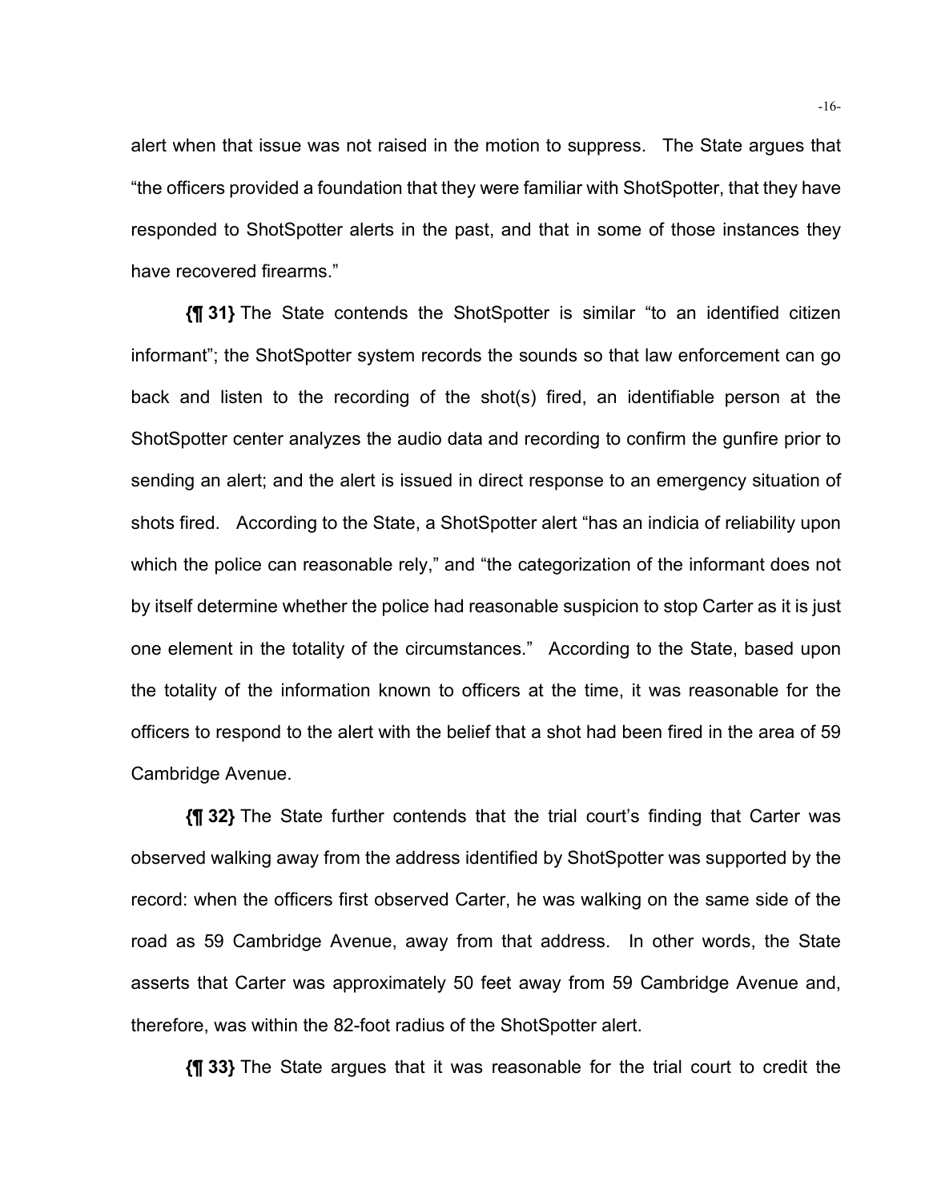alert when that issue was not raised in the motion to suppress. The State argues that "the officers provided a foundation that they were familiar with ShotSpotter, that they have responded to ShotSpotter alerts in the past, and that in some of those instances they have recovered firearms."

**{¶ 31}** The State contends the ShotSpotter is similar "to an identified citizen informant"; the ShotSpotter system records the sounds so that law enforcement can go back and listen to the recording of the shot(s) fired, an identifiable person at the ShotSpotter center analyzes the audio data and recording to confirm the gunfire prior to sending an alert; and the alert is issued in direct response to an emergency situation of shots fired. According to the State, a ShotSpotter alert "has an indicia of reliability upon which the police can reasonable rely," and "the categorization of the informant does not by itself determine whether the police had reasonable suspicion to stop Carter as it is just one element in the totality of the circumstances." According to the State, based upon the totality of the information known to officers at the time, it was reasonable for the officers to respond to the alert with the belief that a shot had been fired in the area of 59 Cambridge Avenue.

**{¶ 32}** The State further contends that the trial court's finding that Carter was observed walking away from the address identified by ShotSpotter was supported by the record: when the officers first observed Carter, he was walking on the same side of the road as 59 Cambridge Avenue, away from that address. In other words, the State asserts that Carter was approximately 50 feet away from 59 Cambridge Avenue and, therefore, was within the 82-foot radius of the ShotSpotter alert.

**{¶ 33}** The State argues that it was reasonable for the trial court to credit the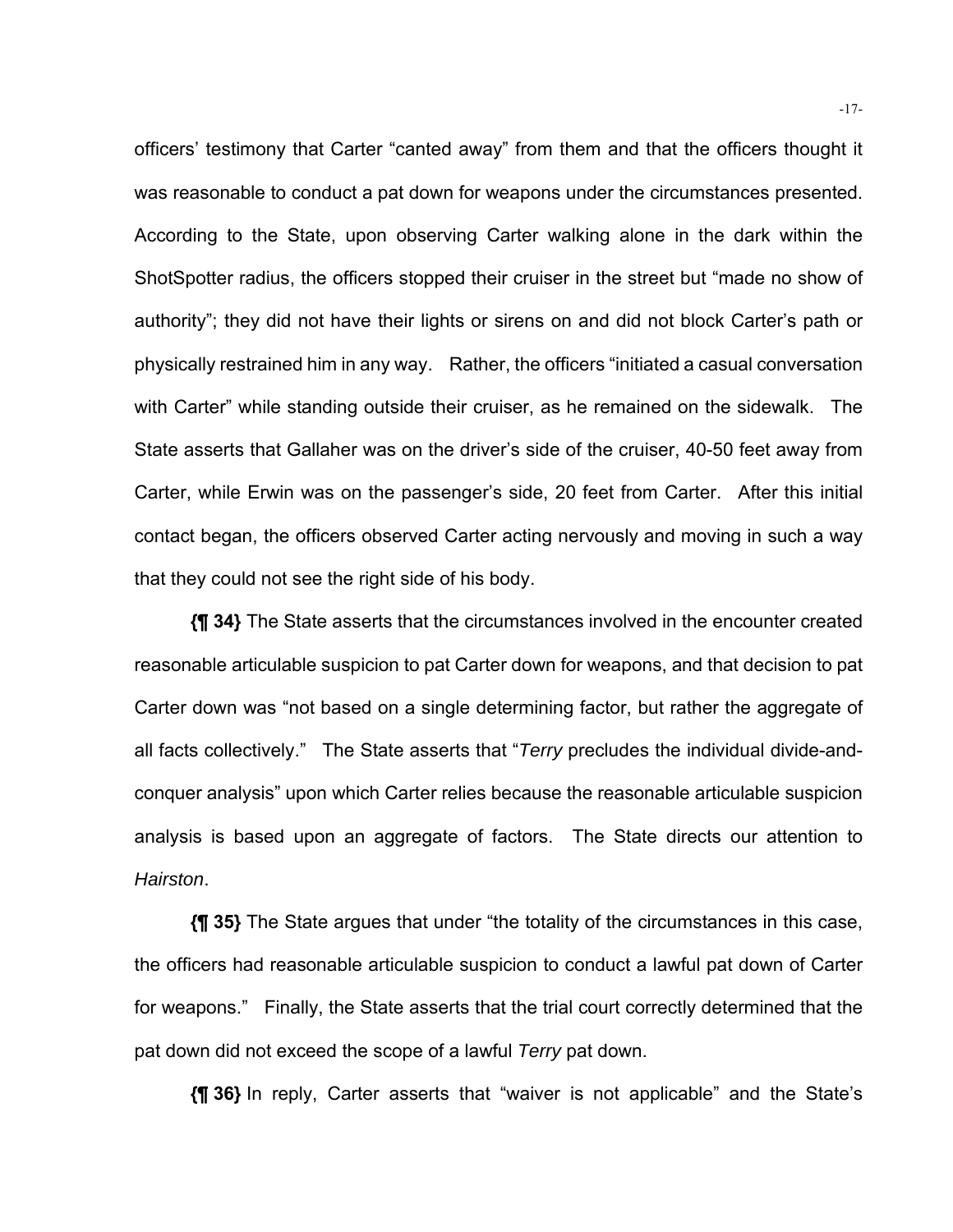officers' testimony that Carter "canted away" from them and that the officers thought it was reasonable to conduct a pat down for weapons under the circumstances presented. According to the State, upon observing Carter walking alone in the dark within the ShotSpotter radius, the officers stopped their cruiser in the street but "made no show of authority"; they did not have their lights or sirens on and did not block Carter's path or physically restrained him in any way. Rather, the officers "initiated a casual conversation with Carter" while standing outside their cruiser, as he remained on the sidewalk. The State asserts that Gallaher was on the driver's side of the cruiser, 40-50 feet away from Carter, while Erwin was on the passenger's side, 20 feet from Carter. After this initial contact began, the officers observed Carter acting nervously and moving in such a way that they could not see the right side of his body.

**{¶ 34}** The State asserts that the circumstances involved in the encounter created reasonable articulable suspicion to pat Carter down for weapons, and that decision to pat Carter down was "not based on a single determining factor, but rather the aggregate of all facts collectively." The State asserts that "*Terry* precludes the individual divide-and-conquer analysis" upon which Carter relies because the reasonable articulable suspicion analysis is based upon an aggregate of factors. The State directs our attention to *Hairston*.

**{¶ 35}** The State argues that under "the totality of the circumstances in this case, the officers had reasonable articulable suspicion to conduct a lawful pat down of Carter for weapons." Finally, the State asserts that the trial court correctly determined that the pat down did not exceed the scope of a lawful *Terry* pat down.

**{¶ 36}** In reply, Carter asserts that "waiver is not applicable" and the State's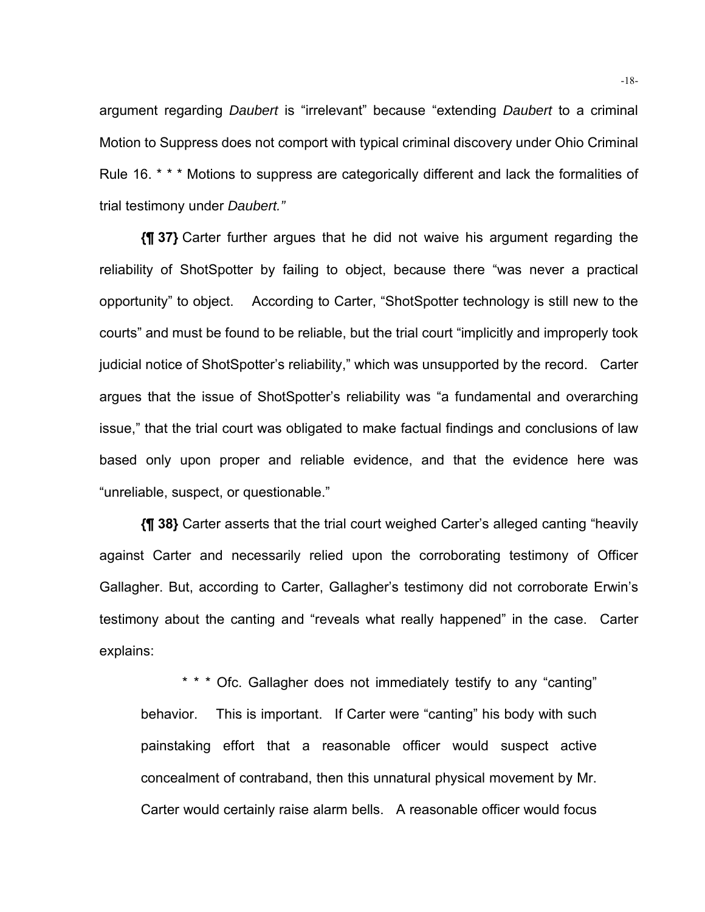argument regarding *Daubert* is "irrelevant" because "extending *Daubert* to a criminal Motion to Suppress does not comport with typical criminal discovery under Ohio Criminal Rule 16. * * * Motions to suppress are categorically different and lack the formalities of trial testimony under *Daubert."*

**{¶ 37}** Carter further argues that he did not waive his argument regarding the reliability of ShotSpotter by failing to object, because there "was never a practical opportunity" to object. According to Carter, "ShotSpotter technology is still new to the courts" and must be found to be reliable, but the trial court "implicitly and improperly took judicial notice of ShotSpotter's reliability," which was unsupported by the record. Carter argues that the issue of ShotSpotter's reliability was "a fundamental and overarching issue," that the trial court was obligated to make factual findings and conclusions of law based only upon proper and reliable evidence, and that the evidence here was "unreliable, suspect, or questionable."

**{¶ 38}** Carter asserts that the trial court weighed Carter's alleged canting "heavily against Carter and necessarily relied upon the corroborating testimony of Officer Gallagher. But, according to Carter, Gallagher's testimony did not corroborate Erwin's testimony about the canting and "reveals what really happened" in the case. Carter explains:

> * * * Ofc. Gallagher does not immediately testify to any "canting" behavior. This is important. If Carter were "canting" his body with such painstaking effort that a reasonable officer would suspect active concealment of contraband, then this unnatural physical movement by Mr. Carter would certainly raise alarm bells. A reasonable officer would focus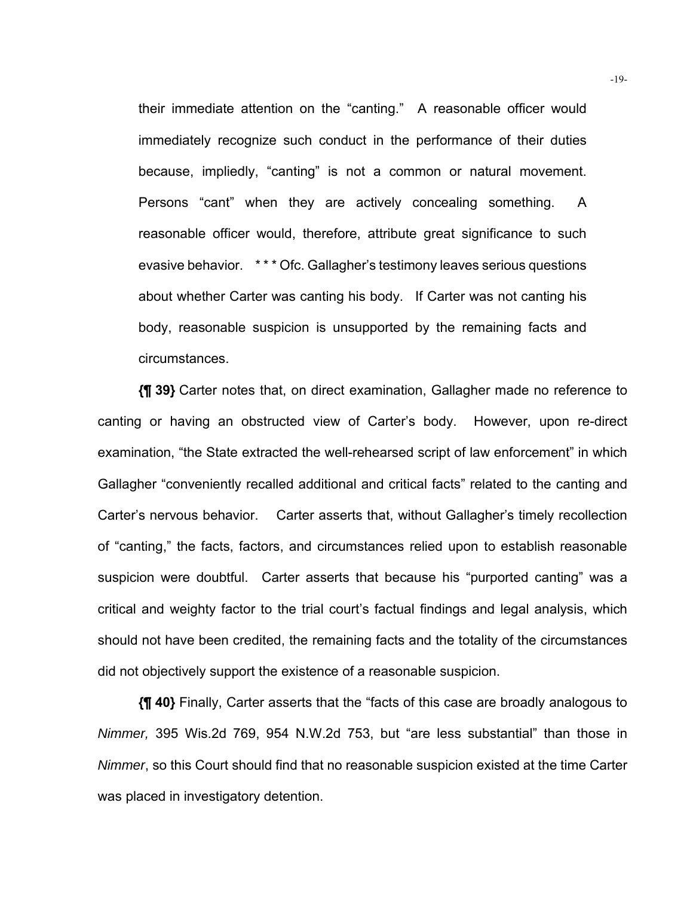> their immediate attention on the "canting." A reasonable officer would immediately recognize such conduct in the performance of their duties because, impliedly, "canting" is not a common or natural movement. Persons "cant" when they are actively concealing something. A reasonable officer would, therefore, attribute great significance to such evasive behavior. * * * Ofc. Gallagher's testimony leaves serious questions about whether Carter was canting his body. If Carter was not canting his body, reasonable suspicion is unsupported by the remaining facts and circumstances.

**{¶ 39}** Carter notes that, on direct examination, Gallagher made no reference to canting or having an obstructed view of Carter's body. However, upon re-direct examination, "the State extracted the well-rehearsed script of law enforcement" in which Gallagher "conveniently recalled additional and critical facts" related to the canting and Carter's nervous behavior. Carter asserts that, without Gallagher's timely recollection of "canting," the facts, factors, and circumstances relied upon to establish reasonable suspicion were doubtful. Carter asserts that because his "purported canting" was a critical and weighty factor to the trial court's factual findings and legal analysis, which should not have been credited, the remaining facts and the totality of the circumstances did not objectively support the existence of a reasonable suspicion.

**{¶ 40}** Finally, Carter asserts that the "facts of this case are broadly analogous to *Nimmer,* 395 Wis.2d 769, 954 N.W.2d 753, but "are less substantial" than those in *Nimmer*, so this Court should find that no reasonable suspicion existed at the time Carter was placed in investigatory detention.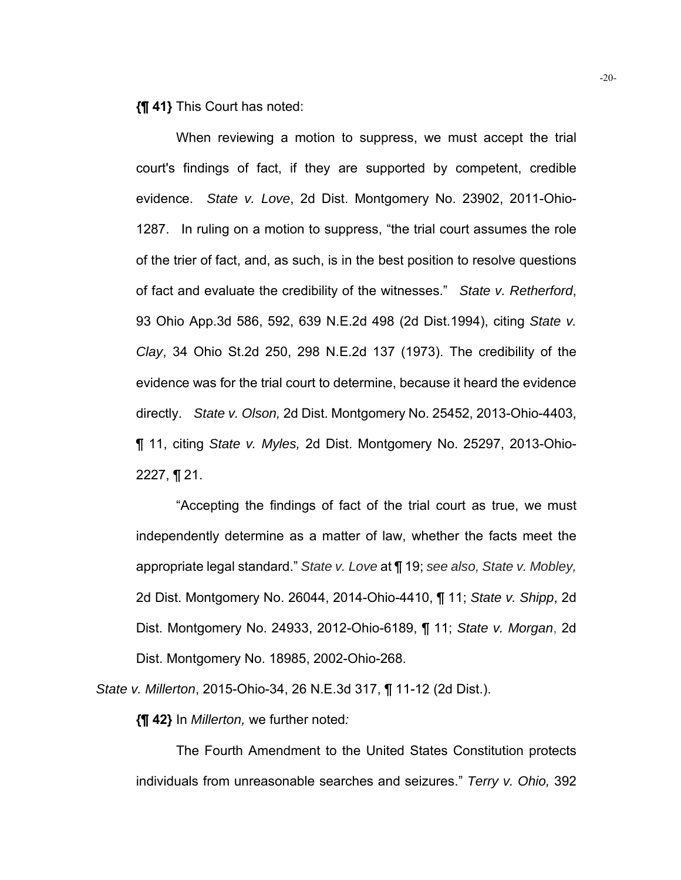**{¶ 41}** This Court has noted:

> When reviewing a motion to suppress, we must accept the trial court's findings of fact, if they are supported by competent, credible evidence. *State v. Love*, 2d Dist. Montgomery No. 23902, 2011-Ohio-1287. In ruling on a motion to suppress, "the trial court assumes the role of the trier of fact, and, as such, is in the best position to resolve questions of fact and evaluate the credibility of the witnesses." *State v. Retherford*, 93 Ohio App.3d 586, 592, 639 N.E.2d 498 (2d Dist.1994), citing *State v. Clay*, 34 Ohio St.2d 250, 298 N.E.2d 137 (1973). The credibility of the evidence was for the trial court to determine, because it heard the evidence directly. *State v. Olson,* 2d Dist. Montgomery No. 25452, 2013-Ohio-4403, ¶ 11, citing *State v. Myles,* 2d Dist. Montgomery No. 25297, 2013-Ohio-2227, ¶ 21.
>
> "Accepting the findings of fact of the trial court as true, we must independently determine as a matter of law, whether the facts meet the appropriate legal standard." *State v. Love* at ¶ 19; *see also, State v. Mobley,* 2d Dist. Montgomery No. 26044, 2014-Ohio-4410, ¶ 11; *State v. Shipp*, 2d Dist. Montgomery No. 24933, 2012-Ohio-6189, ¶ 11; *State v. Morgan*, 2d Dist. Montgomery No. 18985, 2002-Ohio-268.

*State v. Millerton*, 2015-Ohio-34, 26 N.E.3d 317, ¶ 11-12 (2d Dist.).

**{¶ 42}** In *Millerton,* we further noted*:*

> The Fourth Amendment to the United States Constitution protects individuals from unreasonable searches and seizures." *Terry v. Ohio,* 392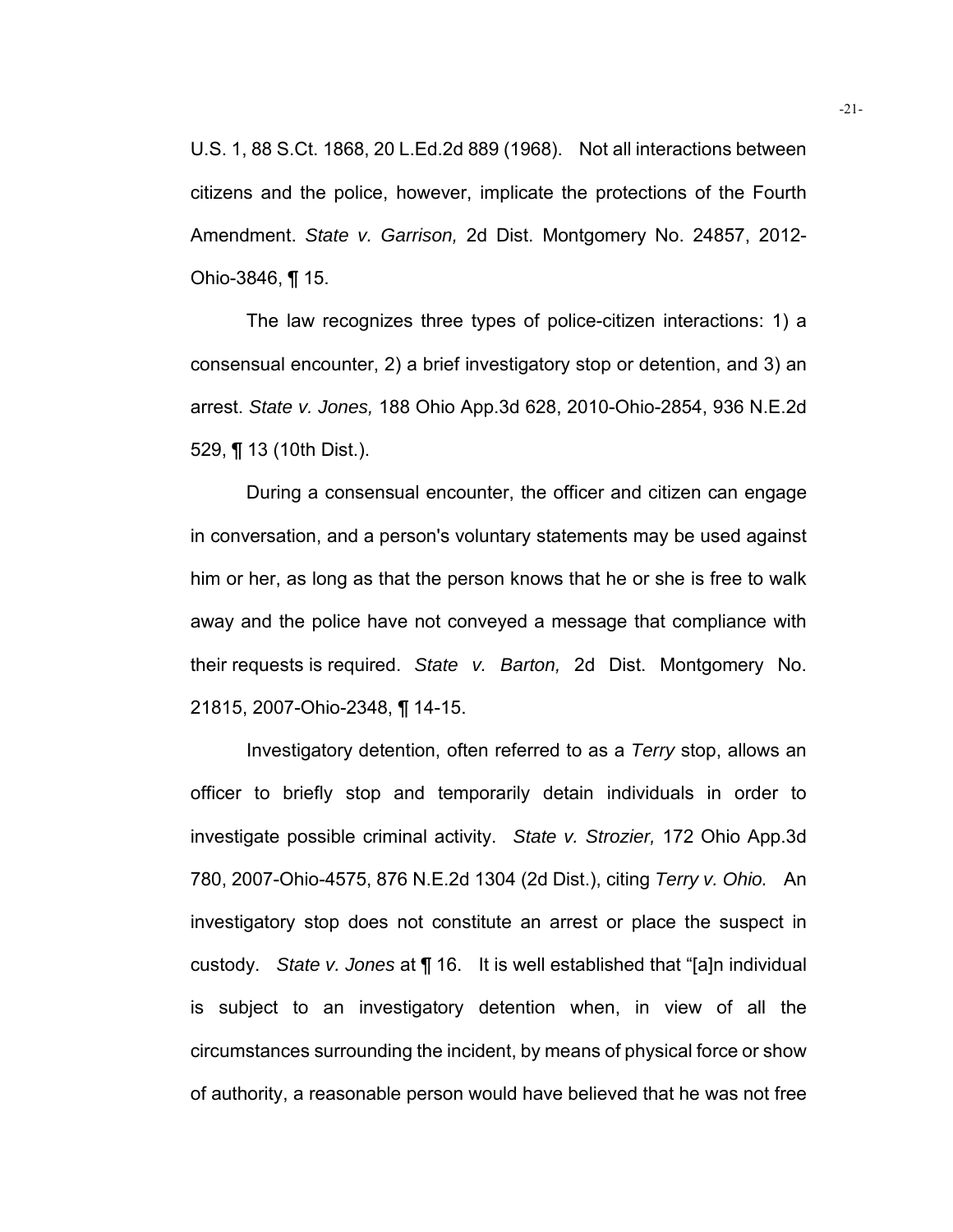U.S. 1, 88 S.Ct. 1868, 20 L.Ed.2d 889 (1968). Not all interactions between citizens and the police, however, implicate the protections of the Fourth Amendment. *State v. Garrison,* 2d Dist. Montgomery No. 24857, 2012-Ohio-3846, ¶ 15.

The law recognizes three types of police-citizen interactions: 1) a consensual encounter, 2) a brief investigatory stop or detention, and 3) an arrest. *State v. Jones,* 188 Ohio App.3d 628, 2010-Ohio-2854, 936 N.E.2d 529, ¶ 13 (10th Dist.).

During a consensual encounter, the officer and citizen can engage in conversation, and a person's voluntary statements may be used against him or her, as long as that the person knows that he or she is free to walk away and the police have not conveyed a message that compliance with their requests is required. *State v. Barton,* 2d Dist. Montgomery No. 21815, 2007-Ohio-2348, ¶ 14-15.

Investigatory detention, often referred to as a *Terry* stop, allows an officer to briefly stop and temporarily detain individuals in order to investigate possible criminal activity. *State v. Strozier,* 172 Ohio App.3d 780, 2007-Ohio-4575, 876 N.E.2d 1304 (2d Dist.), citing *Terry v. Ohio.* An investigatory stop does not constitute an arrest or place the suspect in custody. *State v. Jones* at ¶ 16. It is well established that "[a]n individual is subject to an investigatory detention when, in view of all the circumstances surrounding the incident, by means of physical force or show of authority, a reasonable person would have believed that he was not free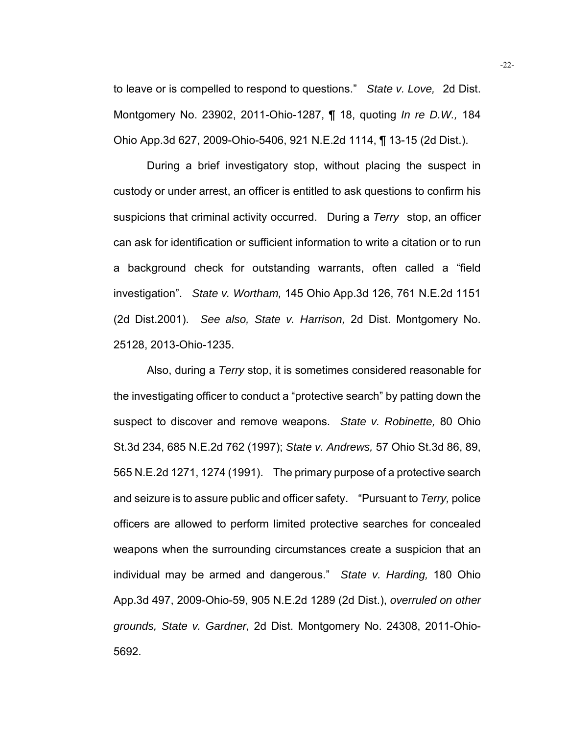to leave or is compelled to respond to questions." *State v. Love,* 2d Dist. Montgomery No. 23902, 2011-Ohio-1287, ¶ 18, quoting *In re D.W.,* 184 Ohio App.3d 627, 2009-Ohio-5406, 921 N.E.2d 1114, ¶ 13-15 (2d Dist.).

During a brief investigatory stop, without placing the suspect in custody or under arrest, an officer is entitled to ask questions to confirm his suspicions that criminal activity occurred. During a *Terry* stop, an officer can ask for identification or sufficient information to write a citation or to run a background check for outstanding warrants, often called a "field investigation". *State v. Wortham,* 145 Ohio App.3d 126, 761 N.E.2d 1151 (2d Dist.2001). *See also, State v. Harrison,* 2d Dist. Montgomery No. 25128, 2013-Ohio-1235.

Also, during a *Terry* stop, it is sometimes considered reasonable for the investigating officer to conduct a "protective search" by patting down the suspect to discover and remove weapons. *State v. Robinette,* 80 Ohio St.3d 234, 685 N.E.2d 762 (1997); *State v. Andrews,* 57 Ohio St.3d 86, 89, 565 N.E.2d 1271, 1274 (1991). The primary purpose of a protective search and seizure is to assure public and officer safety. "Pursuant to *Terry,* police officers are allowed to perform limited protective searches for concealed weapons when the surrounding circumstances create a suspicion that an individual may be armed and dangerous." *State v. Harding,* 180 Ohio App.3d 497, 2009-Ohio-59, 905 N.E.2d 1289 (2d Dist.), *overruled on other grounds, State v. Gardner,* 2d Dist. Montgomery No. 24308, 2011-Ohio-5692.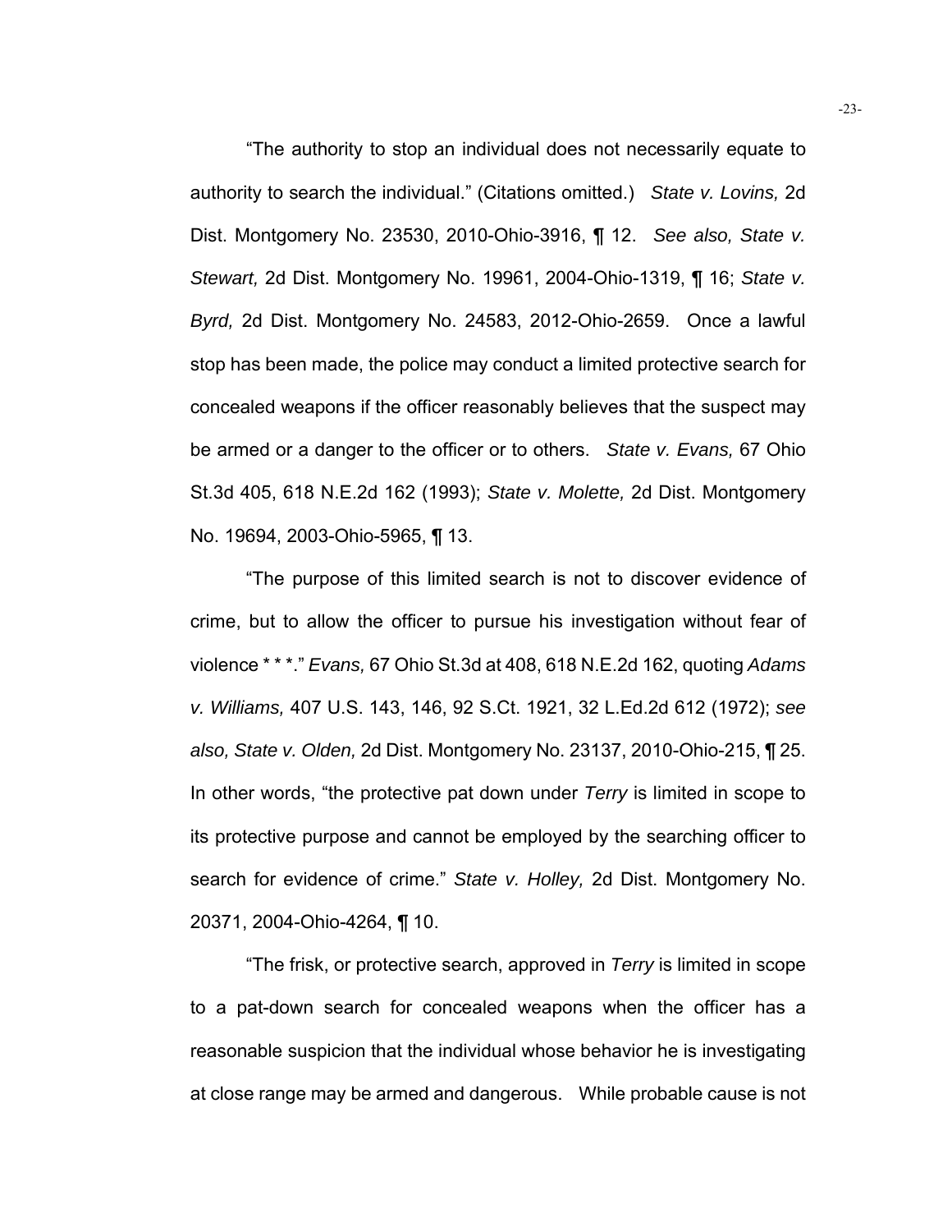"The authority to stop an individual does not necessarily equate to authority to search the individual." (Citations omitted.) *State v. Lovins,* 2d Dist. Montgomery No. 23530, 2010-Ohio-3916, ¶ 12. *See also, State v. Stewart,* 2d Dist. Montgomery No. 19961, 2004-Ohio-1319, ¶ 16; *State v. Byrd,* 2d Dist. Montgomery No. 24583, 2012-Ohio-2659. Once a lawful stop has been made, the police may conduct a limited protective search for concealed weapons if the officer reasonably believes that the suspect may be armed or a danger to the officer or to others. *State v. Evans,* 67 Ohio St.3d 405, 618 N.E.2d 162 (1993); *State v. Molette,* 2d Dist. Montgomery No. 19694, 2003-Ohio-5965, ¶ 13.

"The purpose of this limited search is not to discover evidence of crime, but to allow the officer to pursue his investigation without fear of violence * * *." *Evans,* 67 Ohio St.3d at 408, 618 N.E.2d 162, quoting *Adams v. Williams,* 407 U.S. 143, 146, 92 S.Ct. 1921, 32 L.Ed.2d 612 (1972); *see also, State v. Olden,* 2d Dist. Montgomery No. 23137, 2010-Ohio-215, ¶ 25. In other words, "the protective pat down under *Terry* is limited in scope to its protective purpose and cannot be employed by the searching officer to search for evidence of crime." *State v. Holley,* 2d Dist. Montgomery No. 20371, 2004-Ohio-4264, ¶ 10.

"The frisk, or protective search, approved in *Terry* is limited in scope to a pat-down search for concealed weapons when the officer has a reasonable suspicion that the individual whose behavior he is investigating at close range may be armed and dangerous. While probable cause is not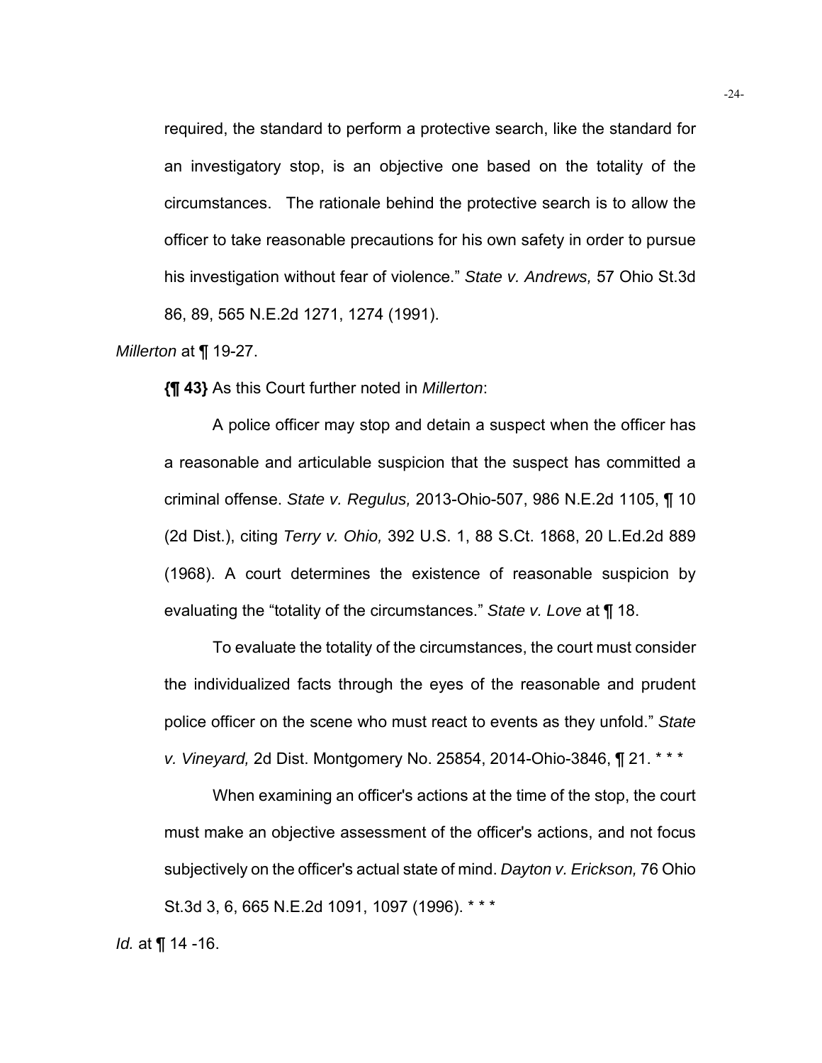> required, the standard to perform a protective search, like the standard for an investigatory stop, is an objective one based on the totality of the circumstances. The rationale behind the protective search is to allow the officer to take reasonable precautions for his own safety in order to pursue his investigation without fear of violence." *State v. Andrews,* 57 Ohio St.3d 86, 89, 565 N.E.2d 1271, 1274 (1991).

*Millerton* at ¶ 19-27.

**{¶ 43}** As this Court further noted in *Millerton*:

> A police officer may stop and detain a suspect when the officer has a reasonable and articulable suspicion that the suspect has committed a criminal offense. *State v. Regulus,* 2013-Ohio-507, 986 N.E.2d 1105, ¶ 10 (2d Dist.), citing *Terry v. Ohio,* 392 U.S. 1, 88 S.Ct. 1868, 20 L.Ed.2d 889 (1968). A court determines the existence of reasonable suspicion by evaluating the "totality of the circumstances." *State v. Love* at ¶ 18.
>
> To evaluate the totality of the circumstances, the court must consider the individualized facts through the eyes of the reasonable and prudent police officer on the scene who must react to events as they unfold." *State v. Vineyard,* 2d Dist. Montgomery No. 25854, 2014-Ohio-3846, ¶ 21. * * *
>
> When examining an officer's actions at the time of the stop, the court must make an objective assessment of the officer's actions, and not focus subjectively on the officer's actual state of mind. *Dayton v. Erickson,* 76 Ohio St.3d 3, 6, 665 N.E.2d 1091, 1097 (1996). * * *

*Id.* at ¶ 14 -16.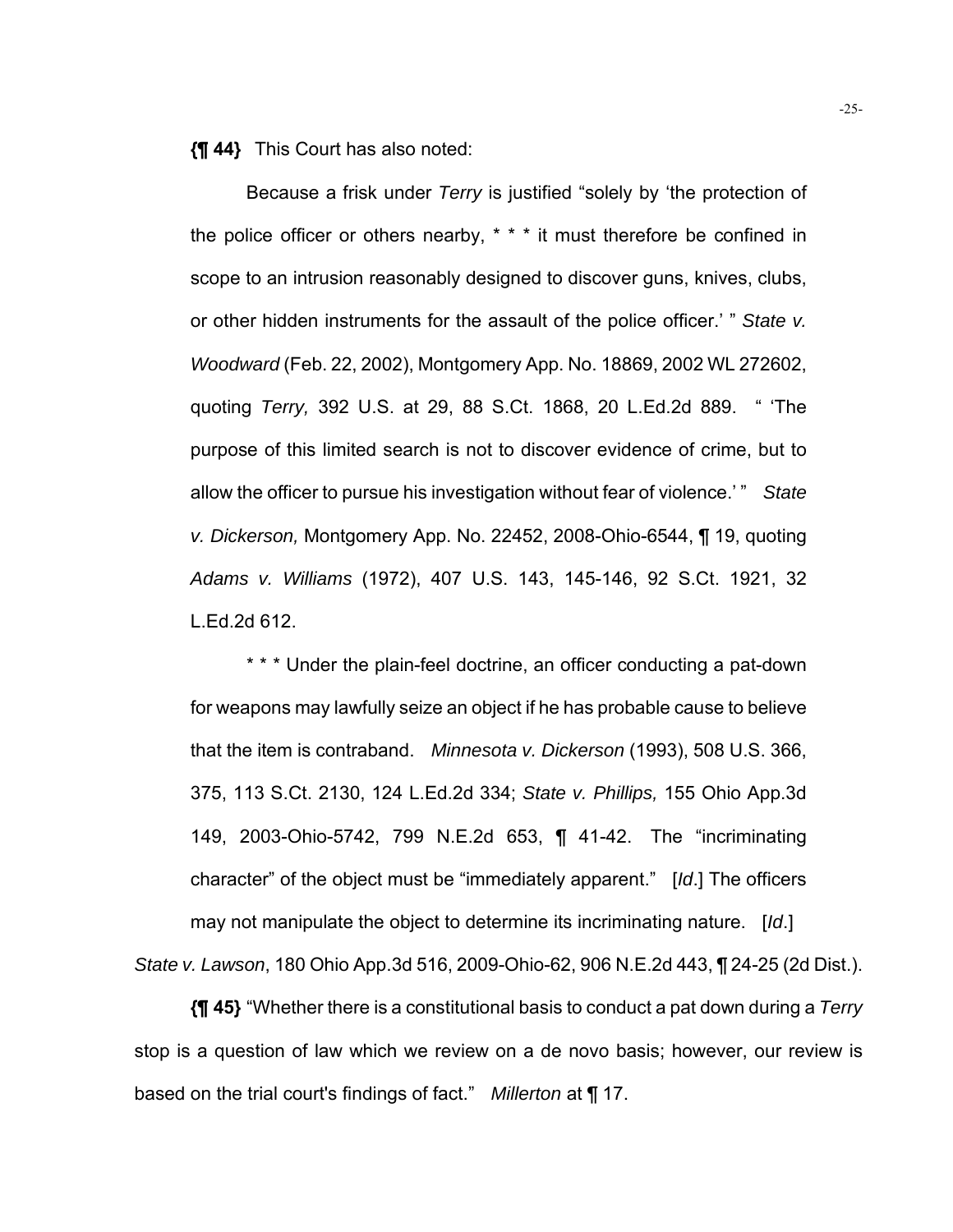**{¶ 44}** This Court has also noted:

> Because a frisk under *Terry* is justified "solely by 'the protection of the police officer or others nearby, * * * it must therefore be confined in scope to an intrusion reasonably designed to discover guns, knives, clubs, or other hidden instruments for the assault of the police officer.' " *State v. Woodward* (Feb. 22, 2002), Montgomery App. No. 18869, 2002 WL 272602, quoting *Terry,* 392 U.S. at 29, 88 S.Ct. 1868, 20 L.Ed.2d 889. " 'The purpose of this limited search is not to discover evidence of crime, but to allow the officer to pursue his investigation without fear of violence.' " *State v. Dickerson,* Montgomery App. No. 22452, 2008-Ohio-6544, ¶ 19, quoting *Adams v. Williams* (1972), 407 U.S. 143, 145-146, 92 S.Ct. 1921, 32 L.Ed.2d 612.
>
> * * * Under the plain-feel doctrine, an officer conducting a pat-down for weapons may lawfully seize an object if he has probable cause to believe that the item is contraband. *Minnesota v. Dickerson* (1993), 508 U.S. 366, 375, 113 S.Ct. 2130, 124 L.Ed.2d 334; *State v. Phillips,* 155 Ohio App.3d 149, 2003-Ohio-5742, 799 N.E.2d 653, ¶ 41-42. The "incriminating character" of the object must be "immediately apparent." [*Id*.] The officers may not manipulate the object to determine its incriminating nature. [*Id*.]

*State v. Lawson*, 180 Ohio App.3d 516, 2009-Ohio-62, 906 N.E.2d 443, ¶ 24-25 (2d Dist.).

**{¶ 45}** "Whether there is a constitutional basis to conduct a pat down during a *Terry* stop is a question of law which we review on a de novo basis; however, our review is based on the trial court's findings of fact." *Millerton* at ¶ 17.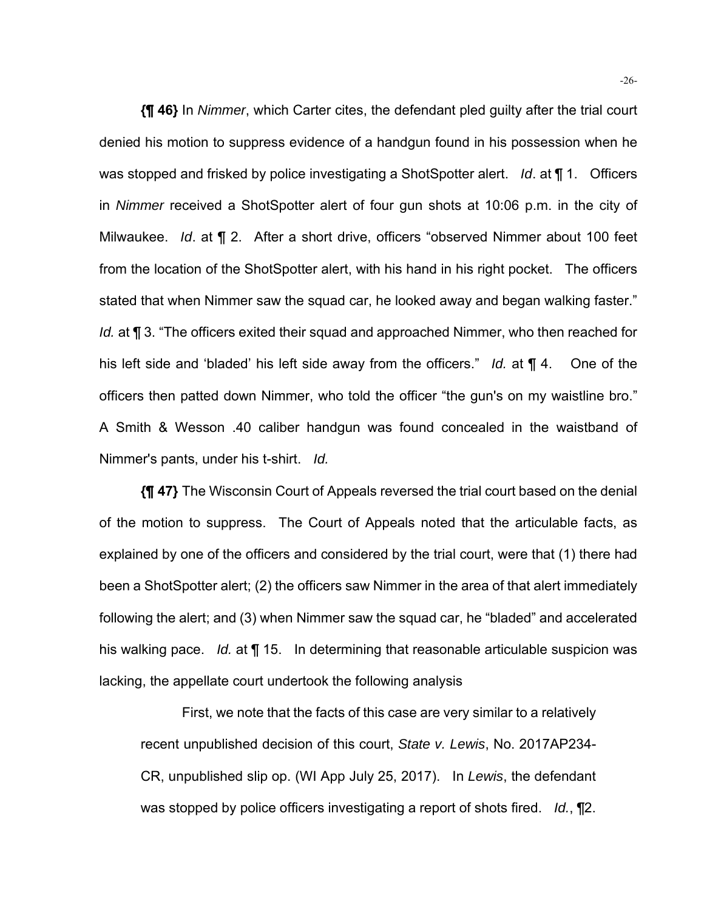**{¶ 46}** In *Nimmer*, which Carter cites, the defendant pled guilty after the trial court denied his motion to suppress evidence of a handgun found in his possession when he was stopped and frisked by police investigating a ShotSpotter alert. *Id*. at ¶ 1. Officers in *Nimmer* received a ShotSpotter alert of four gun shots at 10:06 p.m. in the city of Milwaukee. *Id*. at ¶ 2. After a short drive, officers "observed Nimmer about 100 feet from the location of the ShotSpotter alert, with his hand in his right pocket. The officers stated that when Nimmer saw the squad car, he looked away and began walking faster." *Id.* at ¶ 3. "The officers exited their squad and approached Nimmer, who then reached for his left side and 'bladed' his left side away from the officers." *Id.* at ¶ 4. One of the officers then patted down Nimmer, who told the officer "the gun's on my waistline bro." A Smith & Wesson .40 caliber handgun was found concealed in the waistband of Nimmer's pants, under his t-shirt. *Id.*

**{¶ 47}** The Wisconsin Court of Appeals reversed the trial court based on the denial of the motion to suppress. The Court of Appeals noted that the articulable facts, as explained by one of the officers and considered by the trial court, were that (1) there had been a ShotSpotter alert; (2) the officers saw Nimmer in the area of that alert immediately following the alert; and (3) when Nimmer saw the squad car, he "bladed" and accelerated his walking pace. *Id.* at ¶ 15. In determining that reasonable articulable suspicion was lacking, the appellate court undertook the following analysis

> First, we note that the facts of this case are very similar to a relatively recent unpublished decision of this court, *State v. Lewis*, No. 2017AP234-CR, unpublished slip op. (WI App July 25, 2017). In *Lewis*, the defendant was stopped by police officers investigating a report of shots fired. *Id.*, ¶2.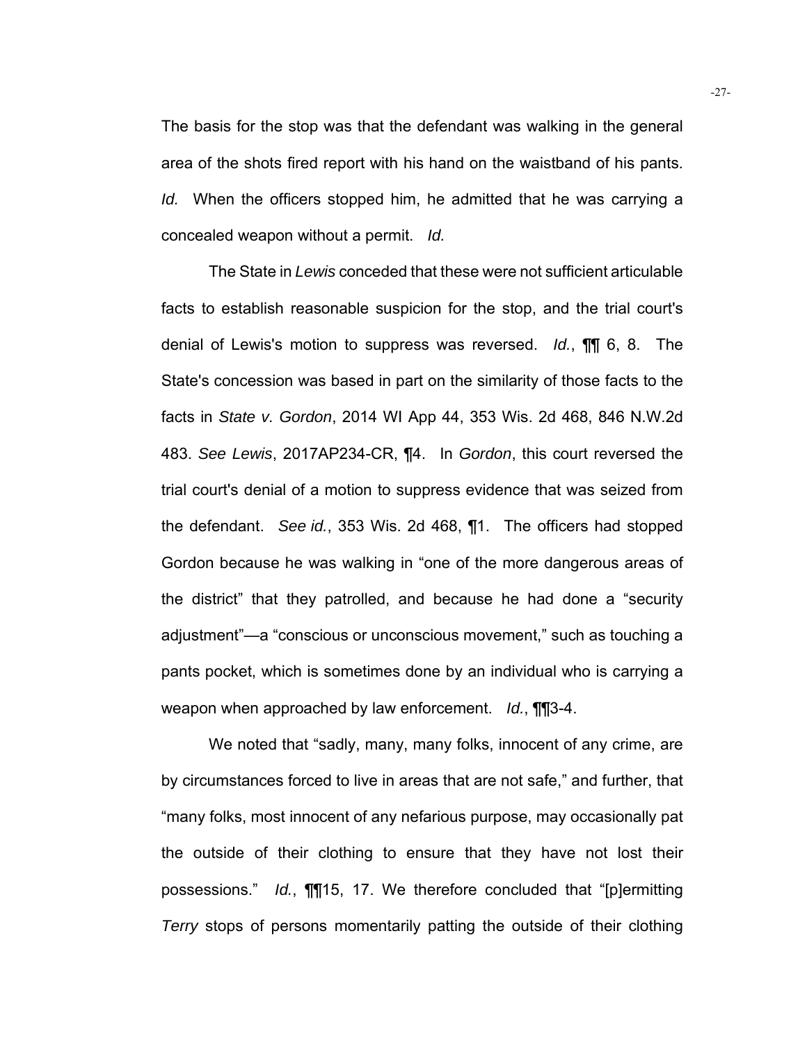The basis for the stop was that the defendant was walking in the general area of the shots fired report with his hand on the waistband of his pants. *Id.* When the officers stopped him, he admitted that he was carrying a concealed weapon without a permit. *Id.*

The State in *Lewis* conceded that these were not sufficient articulable facts to establish reasonable suspicion for the stop, and the trial court's denial of Lewis's motion to suppress was reversed. *Id.*, ¶¶ 6, 8. The State's concession was based in part on the similarity of those facts to the facts in *State v. Gordon*, 2014 WI App 44, 353 Wis. 2d 468, 846 N.W.2d 483. *See Lewis*, 2017AP234-CR, ¶4. In *Gordon*, this court reversed the trial court's denial of a motion to suppress evidence that was seized from the defendant. *See id.*, 353 Wis. 2d 468, ¶1. The officers had stopped Gordon because he was walking in "one of the more dangerous areas of the district" that they patrolled, and because he had done a "security adjustment"—a "conscious or unconscious movement," such as touching a pants pocket, which is sometimes done by an individual who is carrying a weapon when approached by law enforcement. *Id.*, ¶¶3-4.

We noted that "sadly, many, many folks, innocent of any crime, are by circumstances forced to live in areas that are not safe," and further, that "many folks, most innocent of any nefarious purpose, may occasionally pat the outside of their clothing to ensure that they have not lost their possessions." *Id.*, ¶¶15, 17. We therefore concluded that "[p]ermitting *Terry* stops of persons momentarily patting the outside of their clothing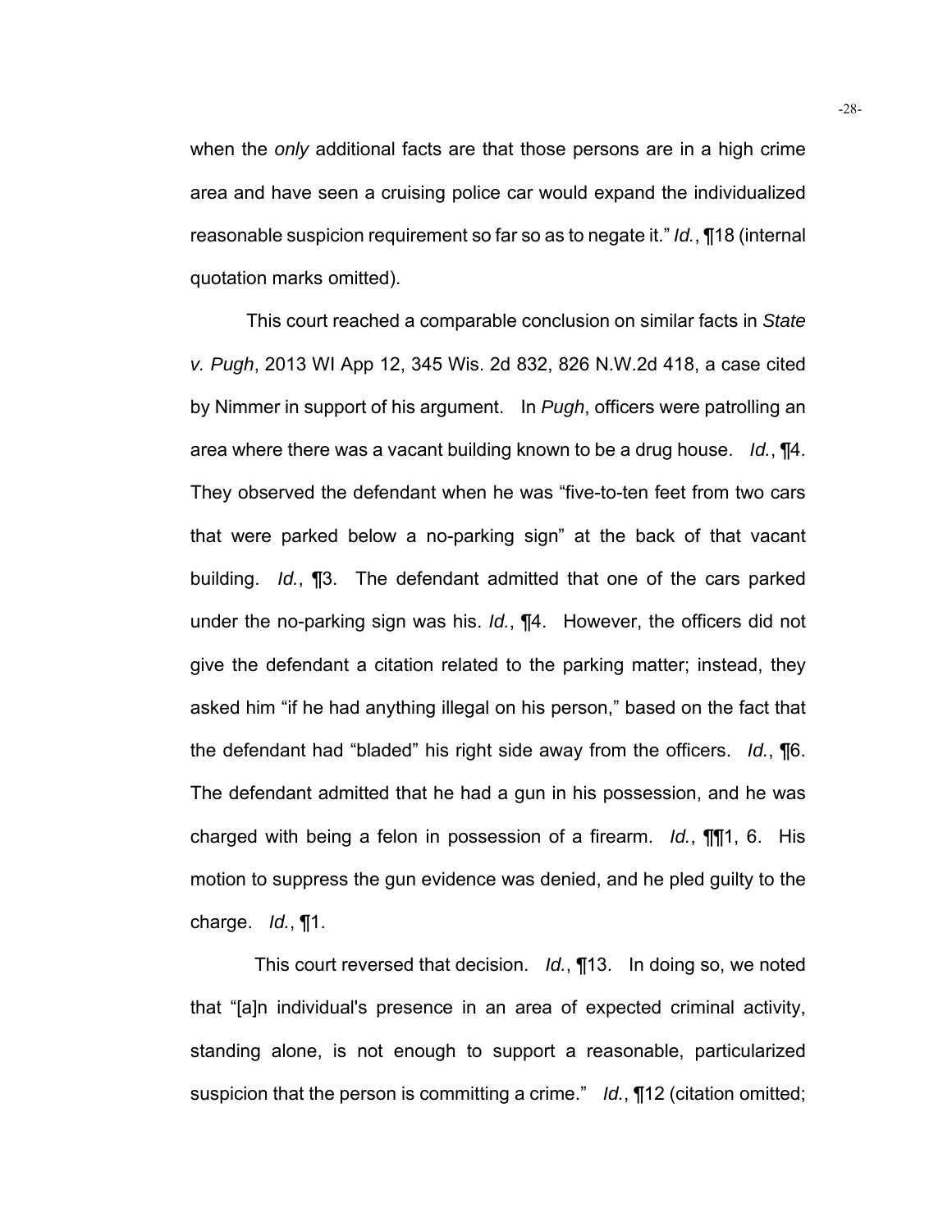when the *only* additional facts are that those persons are in a high crime area and have seen a cruising police car would expand the individualized reasonable suspicion requirement so far so as to negate it." *Id.*, ¶18 (internal quotation marks omitted).

This court reached a comparable conclusion on similar facts in *State v. Pugh*, 2013 WI App 12, 345 Wis. 2d 832, 826 N.W.2d 418, a case cited by Nimmer in support of his argument. In *Pugh*, officers were patrolling an area where there was a vacant building known to be a drug house. *Id.*, ¶4. They observed the defendant when he was "five-to-ten feet from two cars that were parked below a no-parking sign" at the back of that vacant building. *Id.*, ¶3. The defendant admitted that one of the cars parked under the no-parking sign was his. *Id.*, ¶4. However, the officers did not give the defendant a citation related to the parking matter; instead, they asked him "if he had anything illegal on his person," based on the fact that the defendant had "bladed" his right side away from the officers. *Id.*, ¶6. The defendant admitted that he had a gun in his possession, and he was charged with being a felon in possession of a firearm. *Id.*, ¶¶1, 6. His motion to suppress the gun evidence was denied, and he pled guilty to the charge. *Id.*, ¶1.

This court reversed that decision. *Id.*, ¶13. In doing so, we noted that "[a]n individual's presence in an area of expected criminal activity, standing alone, is not enough to support a reasonable, particularized suspicion that the person is committing a crime." *Id.*, ¶12 (citation omitted;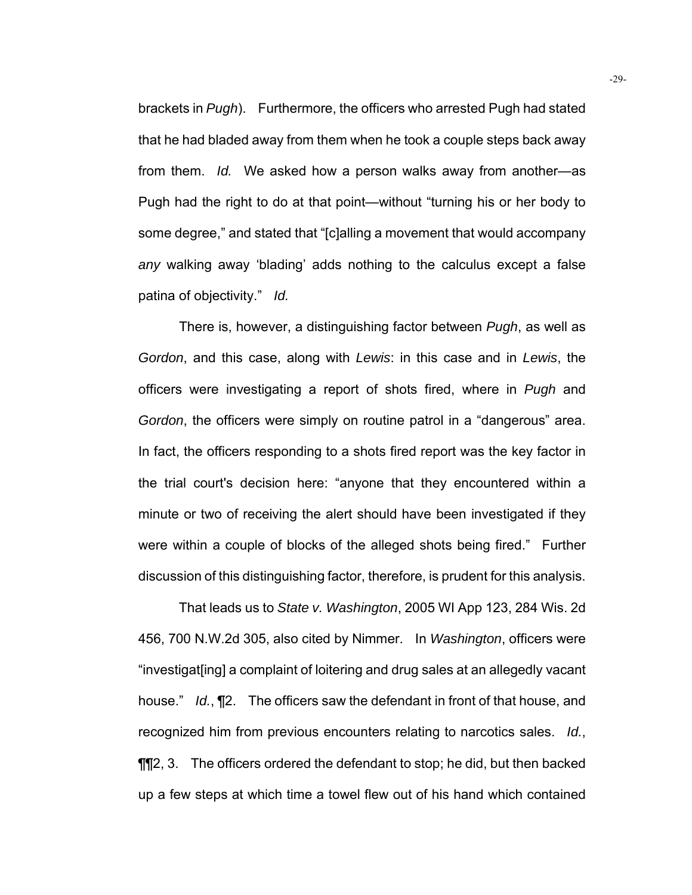brackets in *Pugh*). Furthermore, the officers who arrested Pugh had stated that he had bladed away from them when he took a couple steps back away from them. *Id.* We asked how a person walks away from another—as Pugh had the right to do at that point—without "turning his or her body to some degree," and stated that "[c]alling a movement that would accompany *any* walking away 'blading' adds nothing to the calculus except a false patina of objectivity." *Id.*

There is, however, a distinguishing factor between *Pugh*, as well as *Gordon*, and this case, along with *Lewis*: in this case and in *Lewis*, the officers were investigating a report of shots fired, where in *Pugh* and *Gordon*, the officers were simply on routine patrol in a "dangerous" area. In fact, the officers responding to a shots fired report was the key factor in the trial court's decision here: "anyone that they encountered within a minute or two of receiving the alert should have been investigated if they were within a couple of blocks of the alleged shots being fired." Further discussion of this distinguishing factor, therefore, is prudent for this analysis.

That leads us to *State v. Washington*, 2005 WI App 123, 284 Wis. 2d 456, 700 N.W.2d 305, also cited by Nimmer. In *Washington*, officers were "investigat[ing] a complaint of loitering and drug sales at an allegedly vacant house." *Id.*, ¶2. The officers saw the defendant in front of that house, and recognized him from previous encounters relating to narcotics sales. *Id.*, ¶¶2, 3. The officers ordered the defendant to stop; he did, but then backed up a few steps at which time a towel flew out of his hand which contained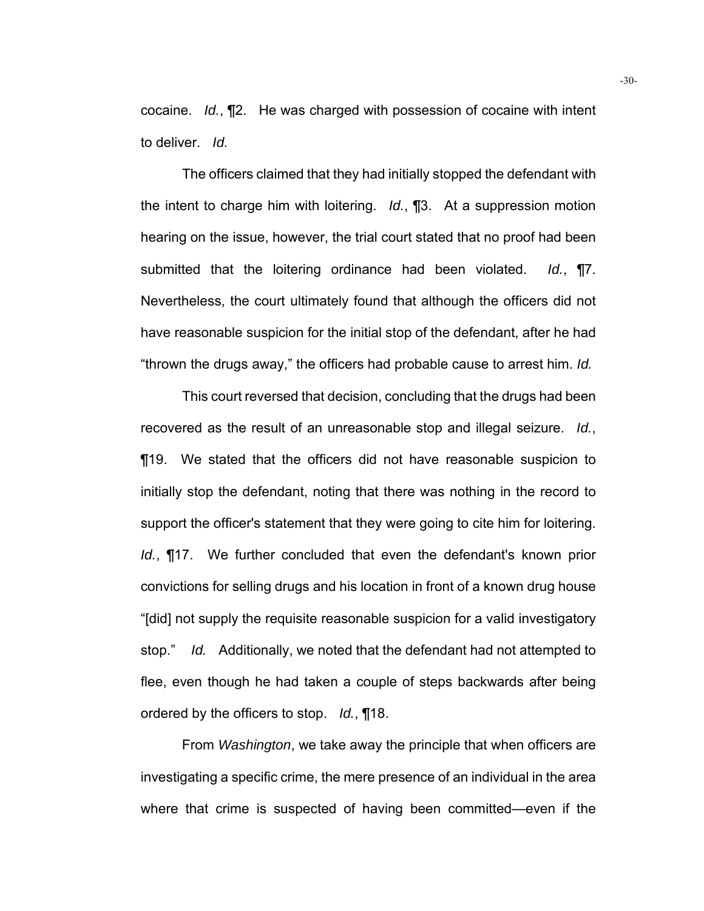cocaine. *Id.*, ¶2. He was charged with possession of cocaine with intent to deliver. *Id.*

The officers claimed that they had initially stopped the defendant with the intent to charge him with loitering. *Id.*, ¶3. At a suppression motion hearing on the issue, however, the trial court stated that no proof had been submitted that the loitering ordinance had been violated. *Id.*, ¶7. Nevertheless, the court ultimately found that although the officers did not have reasonable suspicion for the initial stop of the defendant, after he had "thrown the drugs away," the officers had probable cause to arrest him. *Id.*

This court reversed that decision, concluding that the drugs had been recovered as the result of an unreasonable stop and illegal seizure. *Id.*, ¶19. We stated that the officers did not have reasonable suspicion to initially stop the defendant, noting that there was nothing in the record to support the officer's statement that they were going to cite him for loitering. *Id.*, ¶17. We further concluded that even the defendant's known prior convictions for selling drugs and his location in front of a known drug house "[did] not supply the requisite reasonable suspicion for a valid investigatory stop." *Id.* Additionally, we noted that the defendant had not attempted to flee, even though he had taken a couple of steps backwards after being ordered by the officers to stop. *Id.*, ¶18.

From *Washington*, we take away the principle that when officers are investigating a specific crime, the mere presence of an individual in the area where that crime is suspected of having been committed—even if the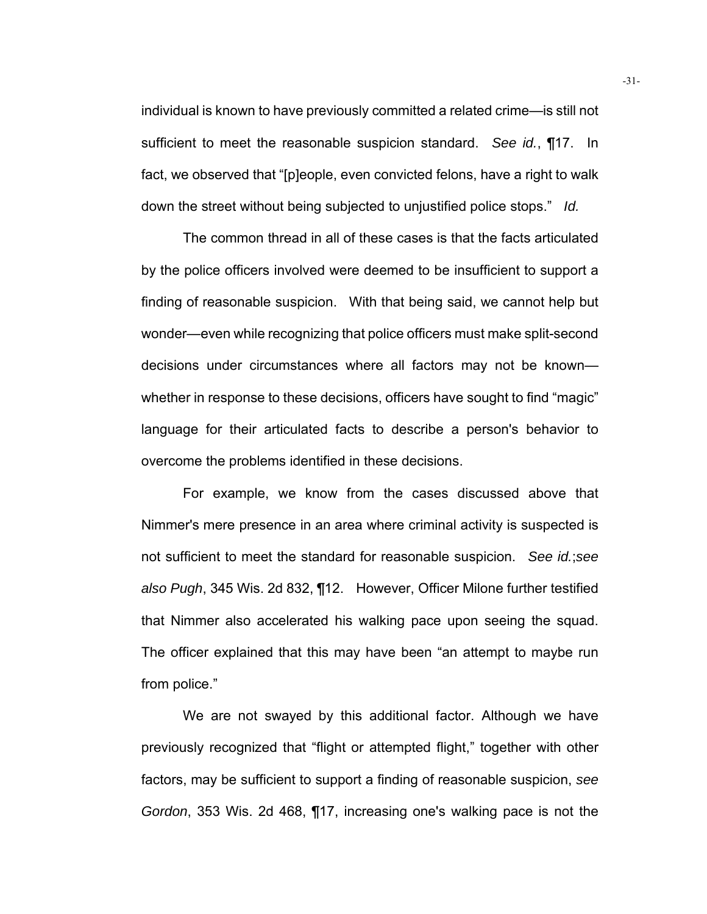individual is known to have previously committed a related crime—is still not sufficient to meet the reasonable suspicion standard. *See id.*, ¶17. In fact, we observed that "[p]eople, even convicted felons, have a right to walk down the street without being subjected to unjustified police stops." *Id.*

The common thread in all of these cases is that the facts articulated by the police officers involved were deemed to be insufficient to support a finding of reasonable suspicion. With that being said, we cannot help but wonder—even while recognizing that police officers must make split-second decisions under circumstances where all factors may not be known—whether in response to these decisions, officers have sought to find "magic" language for their articulated facts to describe a person's behavior to overcome the problems identified in these decisions.

For example, we know from the cases discussed above that Nimmer's mere presence in an area where criminal activity is suspected is not sufficient to meet the standard for reasonable suspicion. *See id.*; *see also Pugh*, 345 Wis. 2d 832, ¶12. However, Officer Milone further testified that Nimmer also accelerated his walking pace upon seeing the squad. The officer explained that this may have been "an attempt to maybe run from police."

We are not swayed by this additional factor. Although we have previously recognized that "flight or attempted flight," together with other factors, may be sufficient to support a finding of reasonable suspicion, *see Gordon*, 353 Wis. 2d 468, ¶17, increasing one's walking pace is not the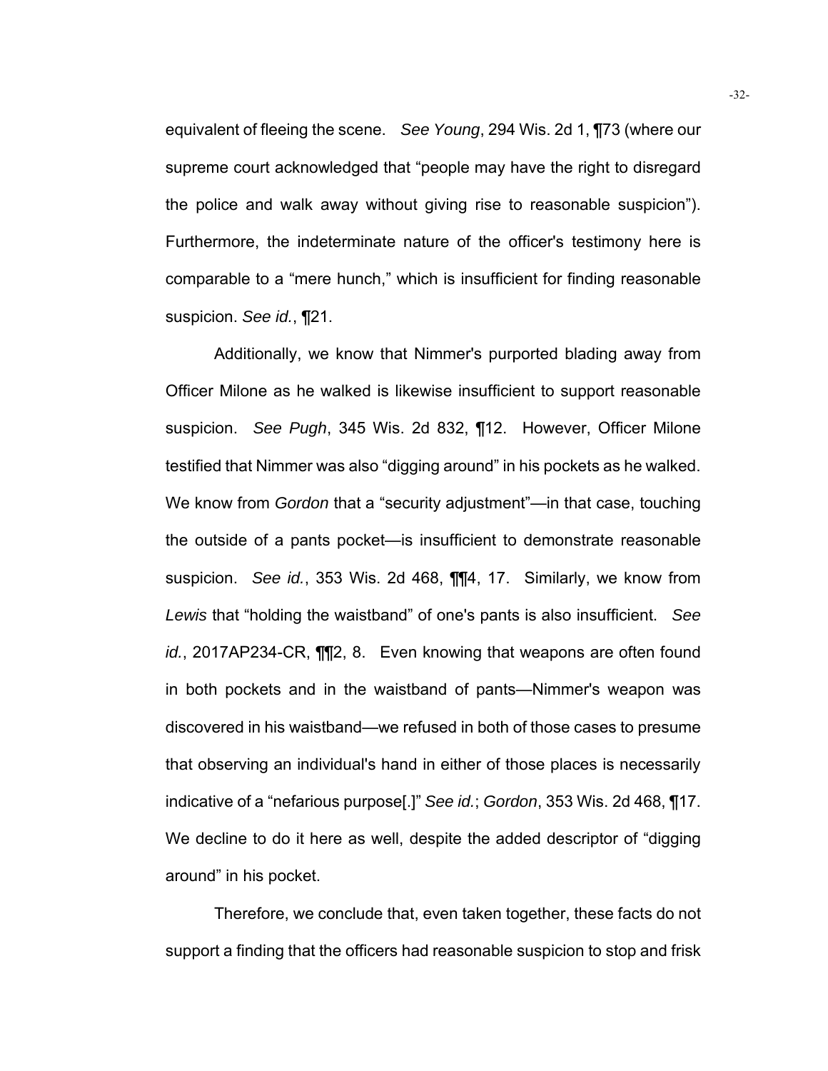equivalent of fleeing the scene. *See Young*, 294 Wis. 2d 1, ¶73 (where our supreme court acknowledged that "people may have the right to disregard the police and walk away without giving rise to reasonable suspicion"). Furthermore, the indeterminate nature of the officer's testimony here is comparable to a "mere hunch," which is insufficient for finding reasonable suspicion. *See id.*, ¶21.

Additionally, we know that Nimmer's purported blading away from Officer Milone as he walked is likewise insufficient to support reasonable suspicion. *See Pugh*, 345 Wis. 2d 832, ¶12. However, Officer Milone testified that Nimmer was also "digging around" in his pockets as he walked. We know from *Gordon* that a "security adjustment"—in that case, touching the outside of a pants pocket—is insufficient to demonstrate reasonable suspicion. *See id.*, 353 Wis. 2d 468, ¶¶4, 17. Similarly, we know from *Lewis* that "holding the waistband" of one's pants is also insufficient. *See id.*, 2017AP234-CR, ¶¶2, 8. Even knowing that weapons are often found in both pockets and in the waistband of pants—Nimmer's weapon was discovered in his waistband—we refused in both of those cases to presume that observing an individual's hand in either of those places is necessarily indicative of a "nefarious purpose[.]" *See id.*; *Gordon*, 353 Wis. 2d 468, ¶17. We decline to do it here as well, despite the added descriptor of "digging around" in his pocket.

Therefore, we conclude that, even taken together, these facts do not support a finding that the officers had reasonable suspicion to stop and frisk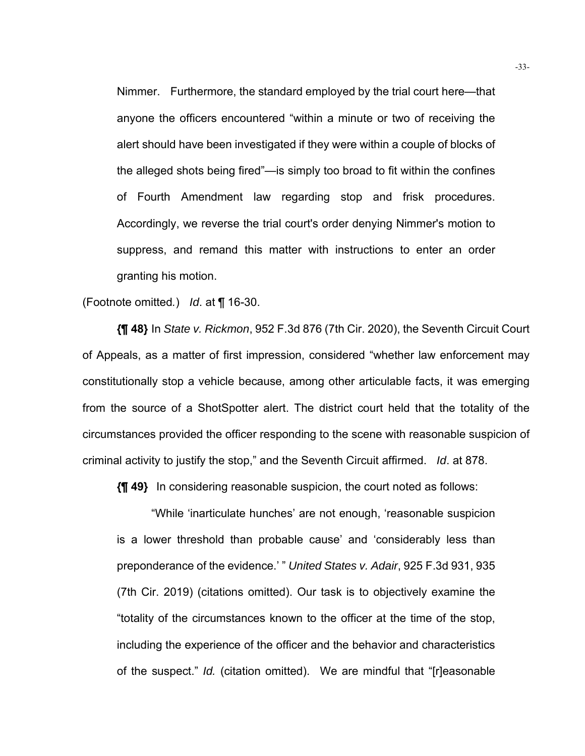> Nimmer. Furthermore, the standard employed by the trial court here—that anyone the officers encountered "within a minute or two of receiving the alert should have been investigated if they were within a couple of blocks of the alleged shots being fired"—is simply too broad to fit within the confines of Fourth Amendment law regarding stop and frisk procedures. Accordingly, we reverse the trial court's order denying Nimmer's motion to suppress, and remand this matter with instructions to enter an order granting his motion.

(Footnote omitted.) *Id*. at ¶ 16-30.

**{¶ 48}** In *State v. Rickmon*, 952 F.3d 876 (7th Cir. 2020), the Seventh Circuit Court of Appeals, as a matter of first impression, considered "whether law enforcement may constitutionally stop a vehicle because, among other articulable facts, it was emerging from the source of a ShotSpotter alert. The district court held that the totality of the circumstances provided the officer responding to the scene with reasonable suspicion of criminal activity to justify the stop," and the Seventh Circuit affirmed. *Id*. at 878.

**{¶ 49}** In considering reasonable suspicion, the court noted as follows:

> "While 'inarticulate hunches' are not enough, 'reasonable suspicion is a lower threshold than probable cause' and 'considerably less than preponderance of the evidence.' " *United States v. Adair*, 925 F.3d 931, 935 (7th Cir. 2019) (citations omitted). Our task is to objectively examine the "totality of the circumstances known to the officer at the time of the stop, including the experience of the officer and the behavior and characteristics of the suspect." *Id.* (citation omitted). We are mindful that "[r]easonable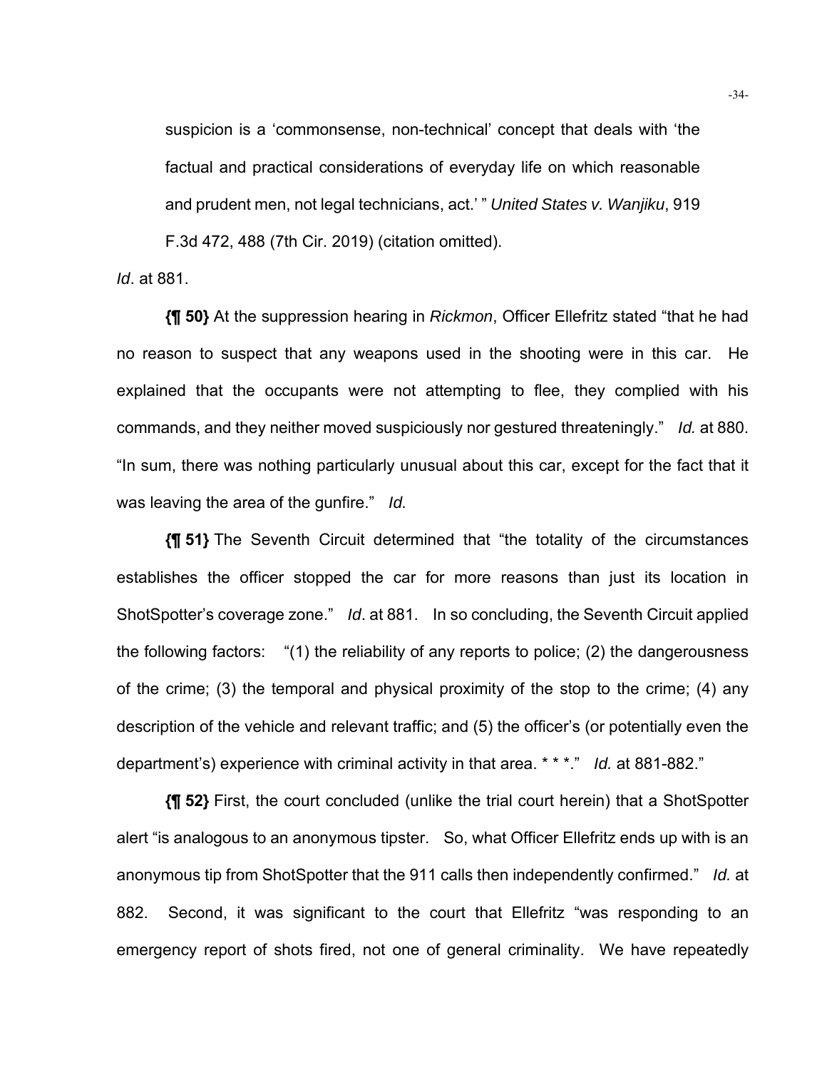suspicion is a 'commonsense, non-technical' concept that deals with 'the factual and practical considerations of everyday life on which reasonable and prudent men, not legal technicians, act.' " *United States v. Wanjiku*, 919 F.3d 472, 488 (7th Cir. 2019) (citation omitted).

*Id*. at 881.

**{¶ 50}** At the suppression hearing in *Rickmon*, Officer Ellefritz stated "that he had no reason to suspect that any weapons used in the shooting were in this car. He explained that the occupants were not attempting to flee, they complied with his commands, and they neither moved suspiciously nor gestured threateningly." *Id.* at 880. "In sum, there was nothing particularly unusual about this car, except for the fact that it was leaving the area of the gunfire." *Id.*

**{¶ 51}** The Seventh Circuit determined that "the totality of the circumstances establishes the officer stopped the car for more reasons than just its location in ShotSpotter's coverage zone." *Id*. at 881. In so concluding, the Seventh Circuit applied the following factors: "(1) the reliability of any reports to police; (2) the dangerousness of the crime; (3) the temporal and physical proximity of the stop to the crime; (4) any description of the vehicle and relevant traffic; and (5) the officer's (or potentially even the department's) experience with criminal activity in that area. * * *." *Id.* at 881-882."

**{¶ 52}** First, the court concluded (unlike the trial court herein) that a ShotSpotter alert "is analogous to an anonymous tipster. So, what Officer Ellefritz ends up with is an anonymous tip from ShotSpotter that the 911 calls then independently confirmed." *Id.* at 882. Second, it was significant to the court that Ellefritz "was responding to an emergency report of shots fired, not one of general criminality. We have repeatedly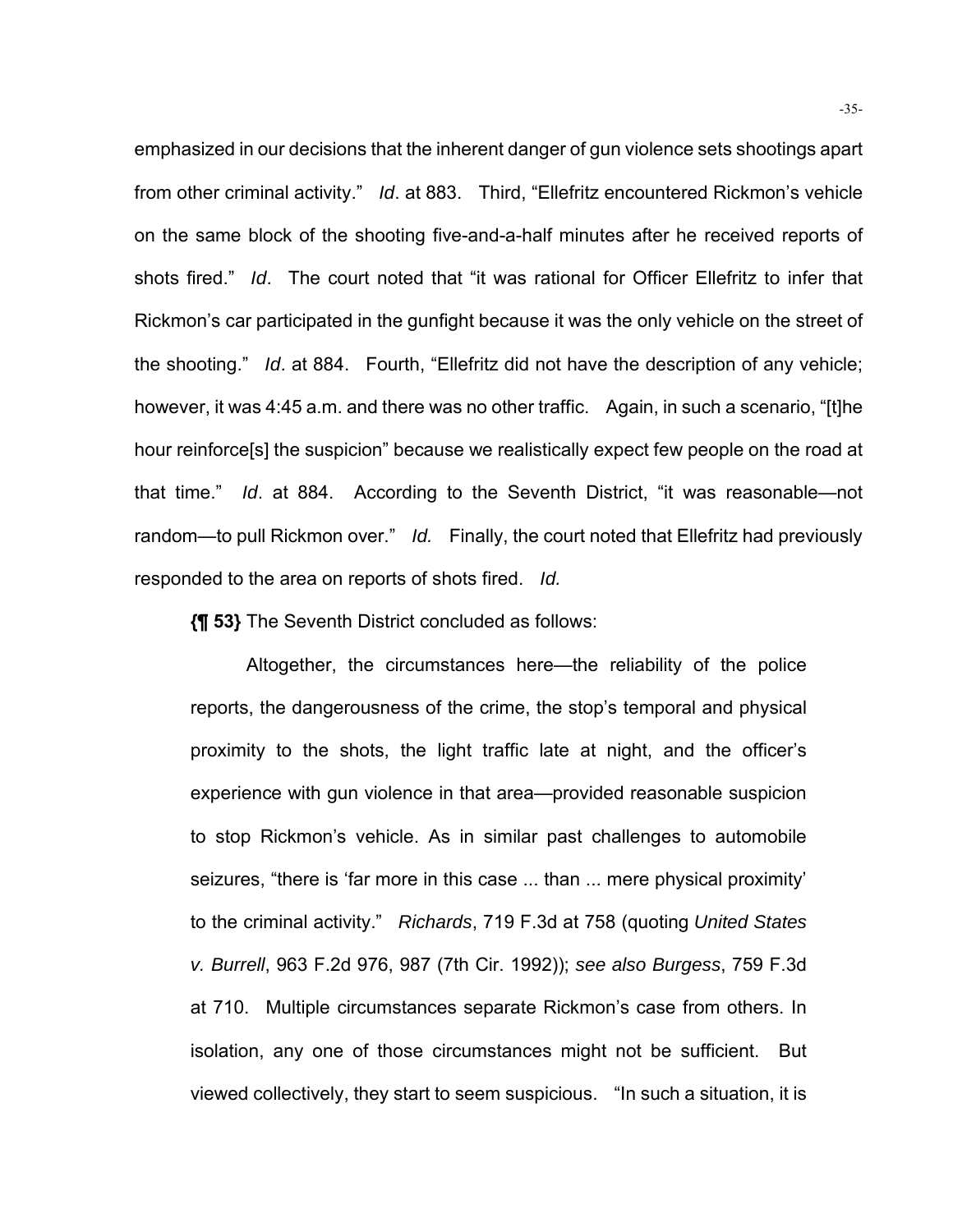emphasized in our decisions that the inherent danger of gun violence sets shootings apart from other criminal activity." *Id*. at 883. Third, "Ellefritz encountered Rickmon's vehicle on the same block of the shooting five-and-a-half minutes after he received reports of shots fired." *Id*. The court noted that "it was rational for Officer Ellefritz to infer that Rickmon's car participated in the gunfight because it was the only vehicle on the street of the shooting." *Id*. at 884. Fourth, "Ellefritz did not have the description of any vehicle; however, it was 4:45 a.m. and there was no other traffic. Again, in such a scenario, "[t]he hour reinforce[s] the suspicion" because we realistically expect few people on the road at that time." *Id*. at 884. According to the Seventh District, "it was reasonable—not random—to pull Rickmon over." *Id.* Finally, the court noted that Ellefritz had previously responded to the area on reports of shots fired. *Id.*

**{¶ 53}** The Seventh District concluded as follows:

> Altogether, the circumstances here—the reliability of the police reports, the dangerousness of the crime, the stop's temporal and physical proximity to the shots, the light traffic late at night, and the officer's experience with gun violence in that area—provided reasonable suspicion to stop Rickmon's vehicle. As in similar past challenges to automobile seizures, "there is 'far more in this case ... than ... mere physical proximity' to the criminal activity." *Richards*, 719 F.3d at 758 (quoting *United States v. Burrell*, 963 F.2d 976, 987 (7th Cir. 1992)); *see also Burgess*, 759 F.3d at 710. Multiple circumstances separate Rickmon's case from others. In isolation, any one of those circumstances might not be sufficient. But viewed collectively, they start to seem suspicious. "In such a situation, it is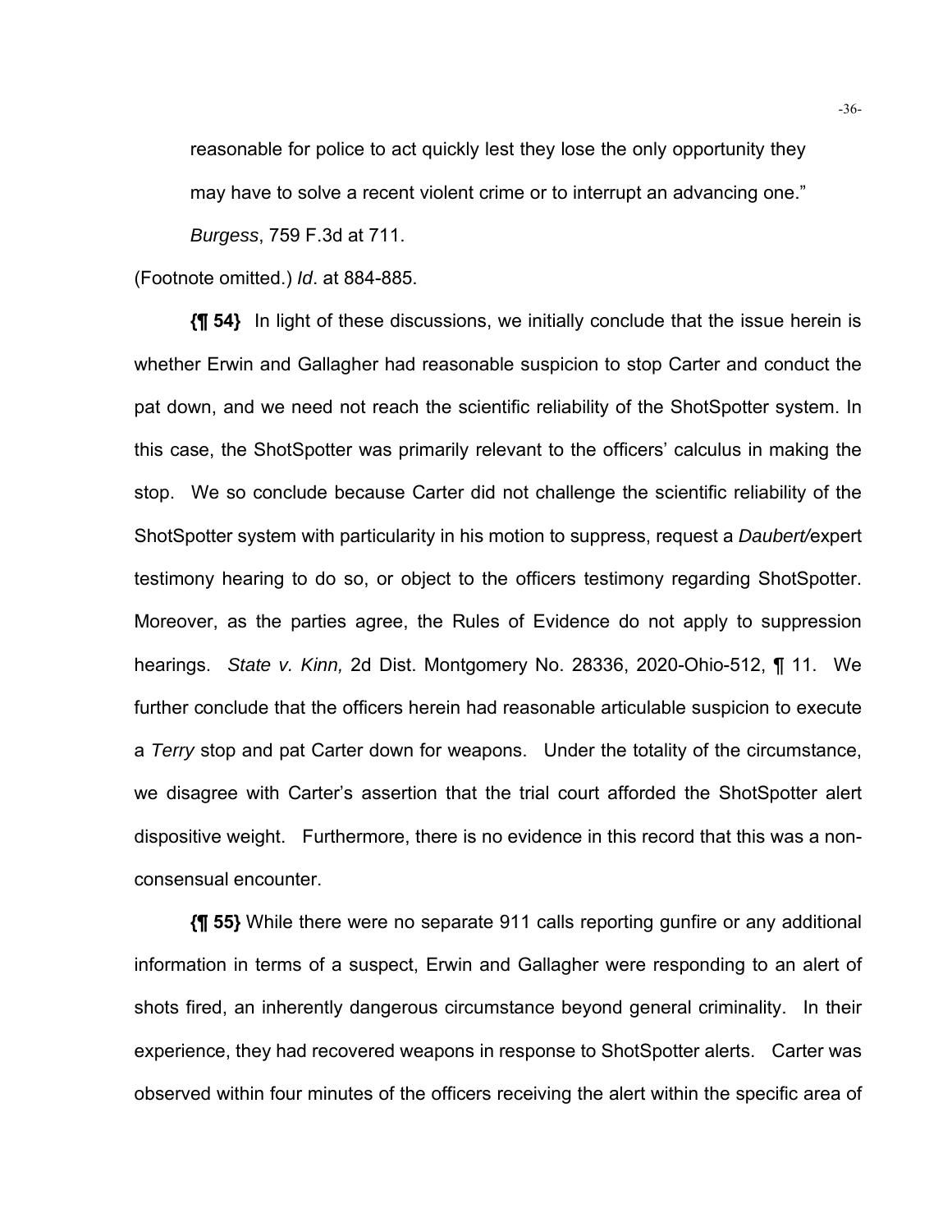reasonable for police to act quickly lest they lose the only opportunity they may have to solve a recent violent crime or to interrupt an advancing one." *Burgess*, 759 F.3d at 711.

(Footnote omitted.) *Id*. at 884-885.

**{¶ 54}** In light of these discussions, we initially conclude that the issue herein is whether Erwin and Gallagher had reasonable suspicion to stop Carter and conduct the pat down, and we need not reach the scientific reliability of the ShotSpotter system. In this case, the ShotSpotter was primarily relevant to the officers' calculus in making the stop. We so conclude because Carter did not challenge the scientific reliability of the ShotSpotter system with particularity in his motion to suppress, request a *Daubert/*expert testimony hearing to do so, or object to the officers testimony regarding ShotSpotter. Moreover, as the parties agree, the Rules of Evidence do not apply to suppression hearings. *State v. Kinn,* 2d Dist. Montgomery No. 28336, 2020-Ohio-512, ¶ 11. We further conclude that the officers herein had reasonable articulable suspicion to execute a *Terry* stop and pat Carter down for weapons. Under the totality of the circumstance, we disagree with Carter's assertion that the trial court afforded the ShotSpotter alert dispositive weight. Furthermore, there is no evidence in this record that this was a non-consensual encounter.

**{¶ 55}** While there were no separate 911 calls reporting gunfire or any additional information in terms of a suspect, Erwin and Gallagher were responding to an alert of shots fired, an inherently dangerous circumstance beyond general criminality. In their experience, they had recovered weapons in response to ShotSpotter alerts. Carter was observed within four minutes of the officers receiving the alert within the specific area of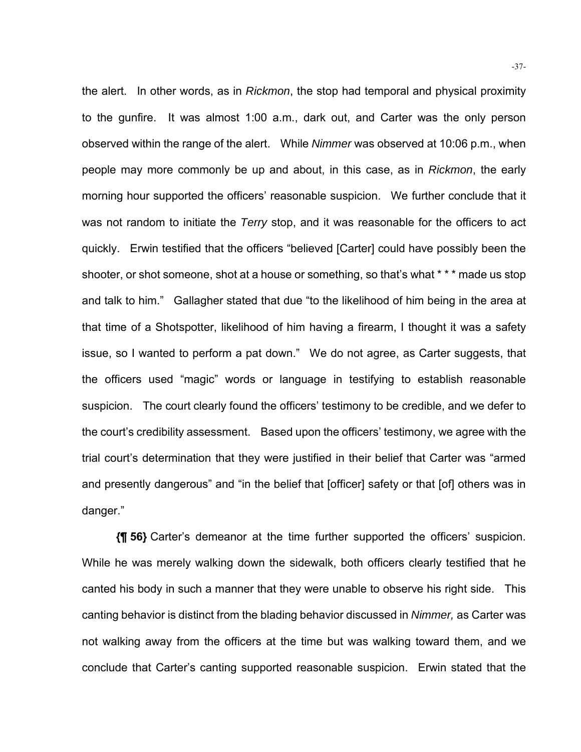the alert. In other words, as in *Rickmon*, the stop had temporal and physical proximity to the gunfire. It was almost 1:00 a.m., dark out, and Carter was the only person observed within the range of the alert. While *Nimmer* was observed at 10:06 p.m., when people may more commonly be up and about, in this case, as in *Rickmon*, the early morning hour supported the officers' reasonable suspicion. We further conclude that it was not random to initiate the *Terry* stop, and it was reasonable for the officers to act quickly. Erwin testified that the officers "believed [Carter] could have possibly been the shooter, or shot someone, shot at a house or something, so that's what * * * made us stop and talk to him." Gallagher stated that due "to the likelihood of him being in the area at that time of a Shotspotter, likelihood of him having a firearm, I thought it was a safety issue, so I wanted to perform a pat down." We do not agree, as Carter suggests, that the officers used "magic" words or language in testifying to establish reasonable suspicion. The court clearly found the officers' testimony to be credible, and we defer to the court's credibility assessment. Based upon the officers' testimony, we agree with the trial court's determination that they were justified in their belief that Carter was "armed and presently dangerous" and "in the belief that [officer] safety or that [of] others was in danger."

**{¶ 56}** Carter's demeanor at the time further supported the officers' suspicion. While he was merely walking down the sidewalk, both officers clearly testified that he canted his body in such a manner that they were unable to observe his right side. This canting behavior is distinct from the blading behavior discussed in *Nimmer,* as Carter was not walking away from the officers at the time but was walking toward them, and we conclude that Carter's canting supported reasonable suspicion. Erwin stated that the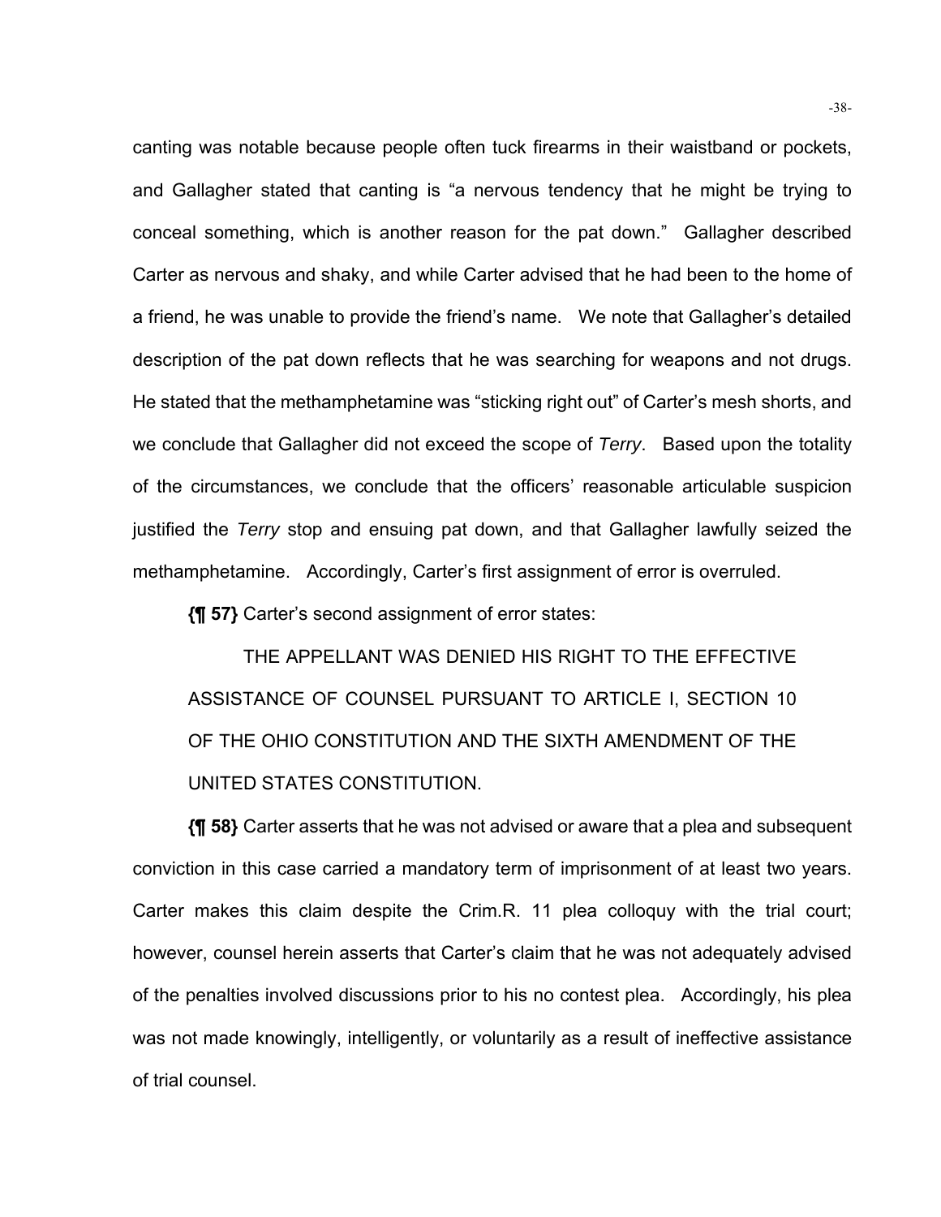canting was notable because people often tuck firearms in their waistband or pockets, and Gallagher stated that canting is "a nervous tendency that he might be trying to conceal something, which is another reason for the pat down." Gallagher described Carter as nervous and shaky, and while Carter advised that he had been to the home of a friend, he was unable to provide the friend's name. We note that Gallagher's detailed description of the pat down reflects that he was searching for weapons and not drugs. He stated that the methamphetamine was "sticking right out" of Carter's mesh shorts, and we conclude that Gallagher did not exceed the scope of *Terry*. Based upon the totality of the circumstances, we conclude that the officers' reasonable articulable suspicion justified the *Terry* stop and ensuing pat down, and that Gallagher lawfully seized the methamphetamine. Accordingly, Carter's first assignment of error is overruled.

**{¶ 57}** Carter's second assignment of error states:

> THE APPELLANT WAS DENIED HIS RIGHT TO THE EFFECTIVE ASSISTANCE OF COUNSEL PURSUANT TO ARTICLE I, SECTION 10 OF THE OHIO CONSTITUTION AND THE SIXTH AMENDMENT OF THE UNITED STATES CONSTITUTION.

**{¶ 58}** Carter asserts that he was not advised or aware that a plea and subsequent conviction in this case carried a mandatory term of imprisonment of at least two years. Carter makes this claim despite the Crim.R. 11 plea colloquy with the trial court; however, counsel herein asserts that Carter's claim that he was not adequately advised of the penalties involved discussions prior to his no contest plea. Accordingly, his plea was not made knowingly, intelligently, or voluntarily as a result of ineffective assistance of trial counsel.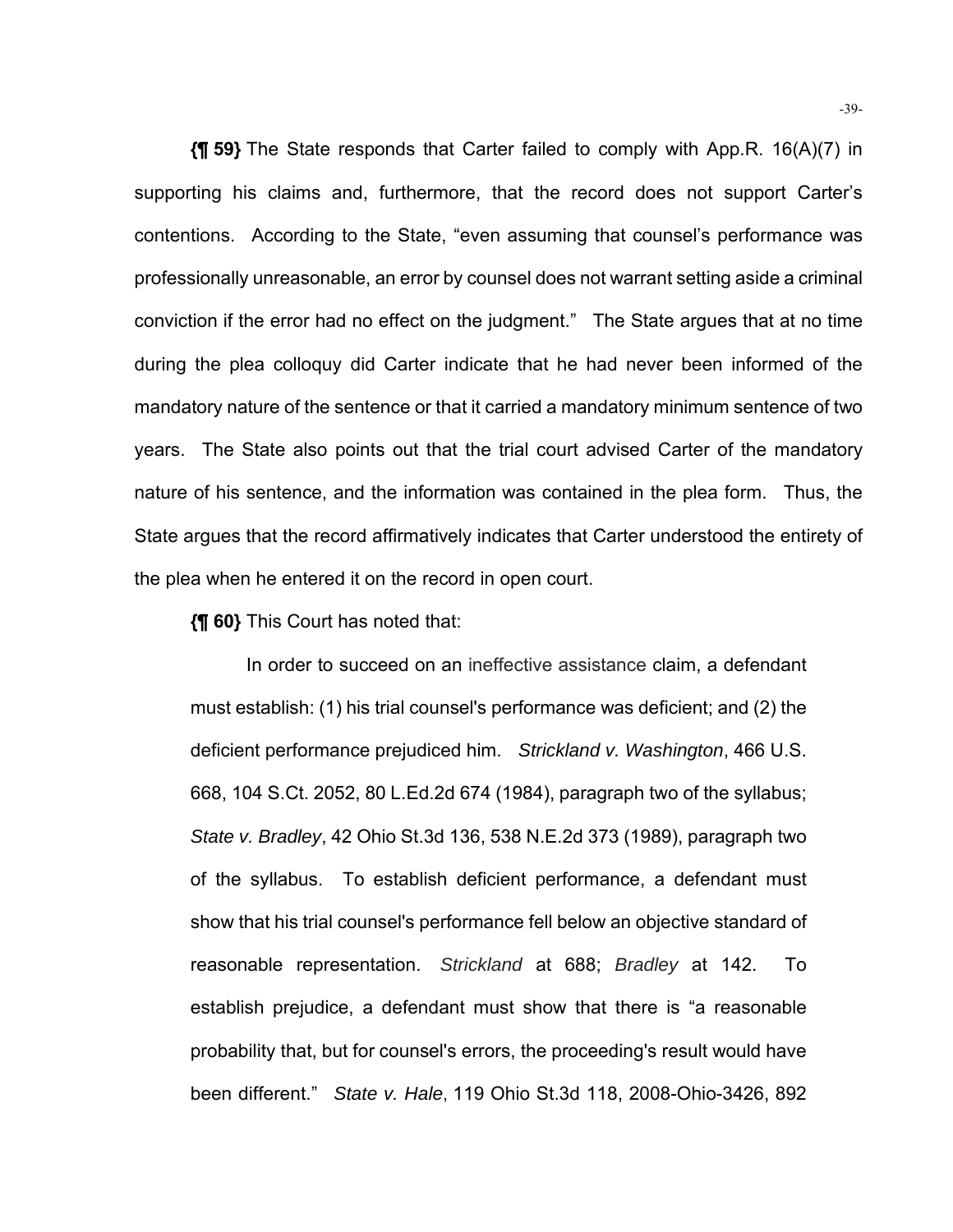**{¶ 59}** The State responds that Carter failed to comply with App.R. 16(A)(7) in supporting his claims and, furthermore, that the record does not support Carter's contentions. According to the State, "even assuming that counsel's performance was professionally unreasonable, an error by counsel does not warrant setting aside a criminal conviction if the error had no effect on the judgment." The State argues that at no time during the plea colloquy did Carter indicate that he had never been informed of the mandatory nature of the sentence or that it carried a mandatory minimum sentence of two years. The State also points out that the trial court advised Carter of the mandatory nature of his sentence, and the information was contained in the plea form. Thus, the State argues that the record affirmatively indicates that Carter understood the entirety of the plea when he entered it on the record in open court.

**{¶ 60}** This Court has noted that:

> In order to succeed on an ineffective assistance claim, a defendant must establish: (1) his trial counsel's performance was deficient; and (2) the deficient performance prejudiced him. *Strickland v. Washington*, 466 U.S. 668, 104 S.Ct. 2052, 80 L.Ed.2d 674 (1984), paragraph two of the syllabus; *State v. Bradley*, 42 Ohio St.3d 136, 538 N.E.2d 373 (1989), paragraph two of the syllabus. To establish deficient performance, a defendant must show that his trial counsel's performance fell below an objective standard of reasonable representation. *Strickland* at 688; *Bradley* at 142. To establish prejudice, a defendant must show that there is "a reasonable probability that, but for counsel's errors, the proceeding's result would have been different." *State v. Hale*, 119 Ohio St.3d 118, 2008-Ohio-3426, 892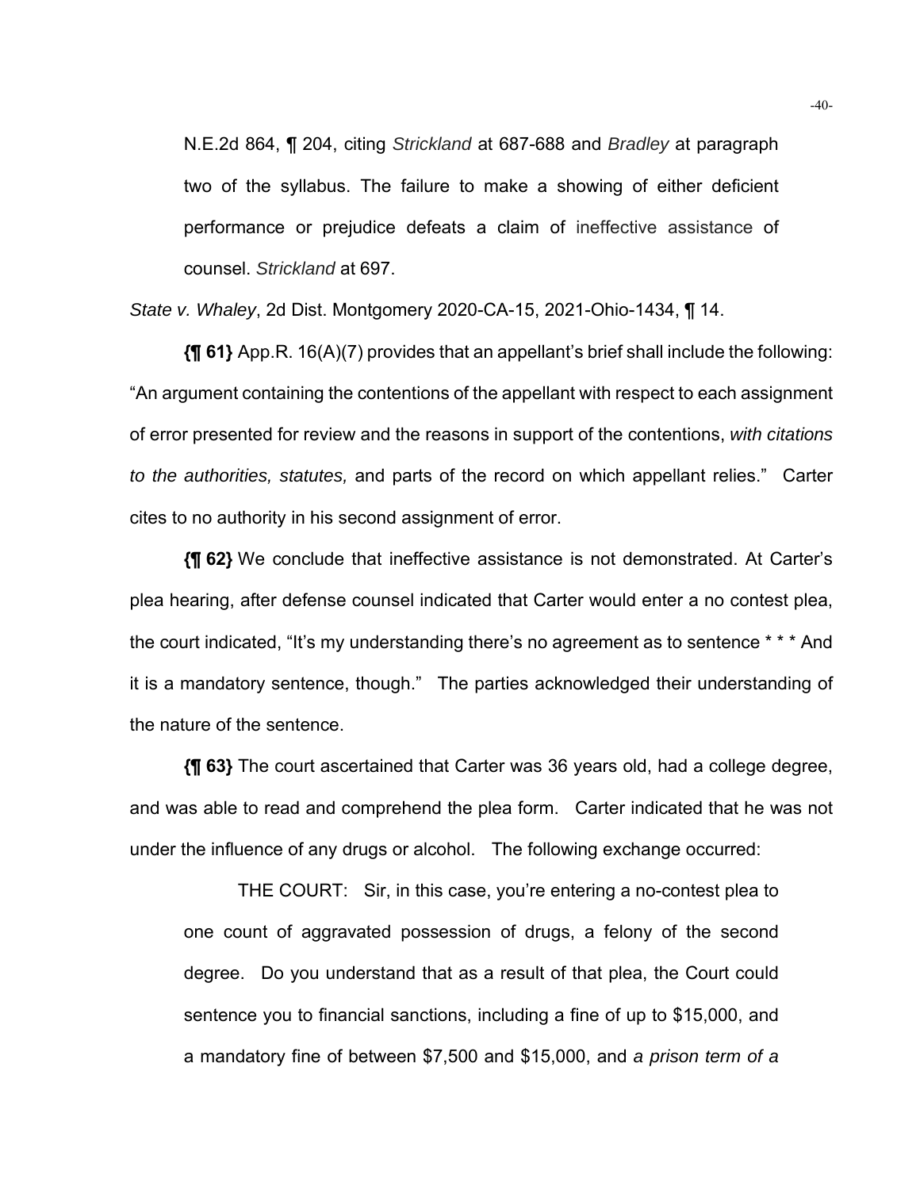N.E.2d 864, ¶ 204, citing *Strickland* at 687-688 and *Bradley* at paragraph two of the syllabus. The failure to make a showing of either deficient performance or prejudice defeats a claim of ineffective assistance of counsel. *Strickland* at 697.

*State v. Whaley*, 2d Dist. Montgomery 2020-CA-15, 2021-Ohio-1434, ¶ 14.

**{¶ 61}** App.R. 16(A)(7) provides that an appellant's brief shall include the following: "An argument containing the contentions of the appellant with respect to each assignment of error presented for review and the reasons in support of the contentions, *with citations to the authorities, statutes,* and parts of the record on which appellant relies." Carter cites to no authority in his second assignment of error.

**{¶ 62}** We conclude that ineffective assistance is not demonstrated. At Carter's plea hearing, after defense counsel indicated that Carter would enter a no contest plea, the court indicated, "It's my understanding there's no agreement as to sentence * * * And it is a mandatory sentence, though." The parties acknowledged their understanding of the nature of the sentence.

**{¶ 63}** The court ascertained that Carter was 36 years old, had a college degree, and was able to read and comprehend the plea form. Carter indicated that he was not under the influence of any drugs or alcohol. The following exchange occurred:

> THE COURT: Sir, in this case, you're entering a no-contest plea to one count of aggravated possession of drugs, a felony of the second degree. Do you understand that as a result of that plea, the Court could sentence you to financial sanctions, including a fine of up to $15,000, and a mandatory fine of between $7,500 and $15,000, and *a prison term of a*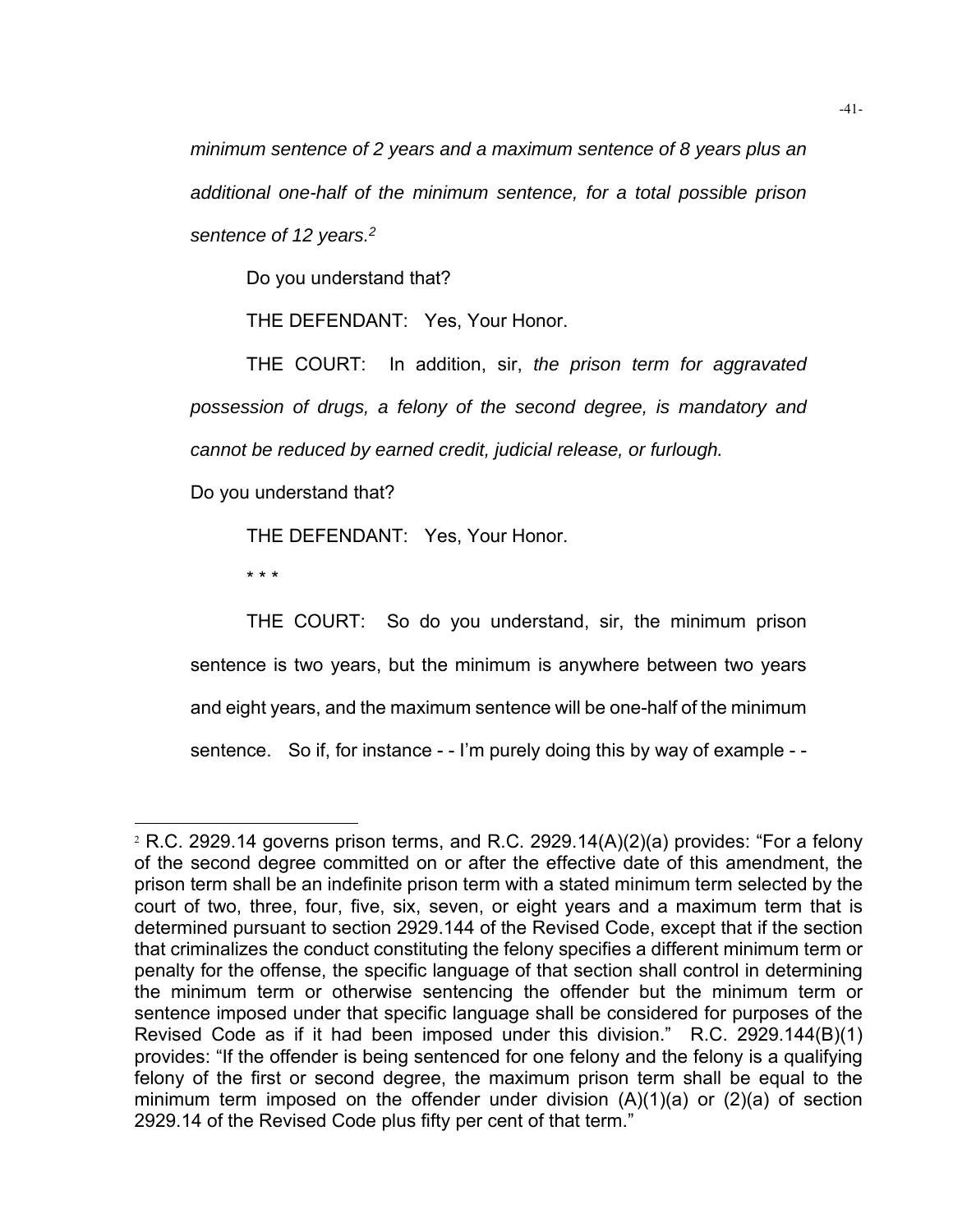*minimum sentence of 2 years and a maximum sentence of 8 years plus an additional one-half of the minimum sentence, for a total possible prison sentence of 12 years.*[2]

Do you understand that?

THE DEFENDANT: Yes, Your Honor.

THE COURT: In addition, sir, *the prison term for aggravated possession of drugs, a felony of the second degree, is mandatory and cannot be reduced by earned credit, judicial release, or furlough.*

Do you understand that?

THE DEFENDANT: Yes, Your Honor.

\* \* \*

THE COURT: So do you understand, sir, the minimum prison sentence is two years, but the minimum is anywhere between two years and eight years, and the maximum sentence will be one-half of the minimum sentence. So if, for instance - - I'm purely doing this by way of example - -

---

[2] R.C. 2929.14 governs prison terms, and R.C. 2929.14(A)(2)(a) provides: "For a felony of the second degree committed on or after the effective date of this amendment, the prison term shall be an indefinite prison term with a stated minimum term selected by the court of two, three, four, five, six, seven, or eight years and a maximum term that is determined pursuant to section 2929.144 of the Revised Code, except that if the section that criminalizes the conduct constituting the felony specifies a different minimum term or penalty for the offense, the specific language of that section shall control in determining the minimum term or otherwise sentencing the offender but the minimum term or sentence imposed under that specific language shall be considered for purposes of the Revised Code as if it had been imposed under this division." R.C. 2929.144(B)(1) provides: "If the offender is being sentenced for one felony and the felony is a qualifying felony of the first or second degree, the maximum prison term shall be equal to the minimum term imposed on the offender under division (A)(1)(a) or (2)(a) of section 2929.14 of the Revised Code plus fifty per cent of that term."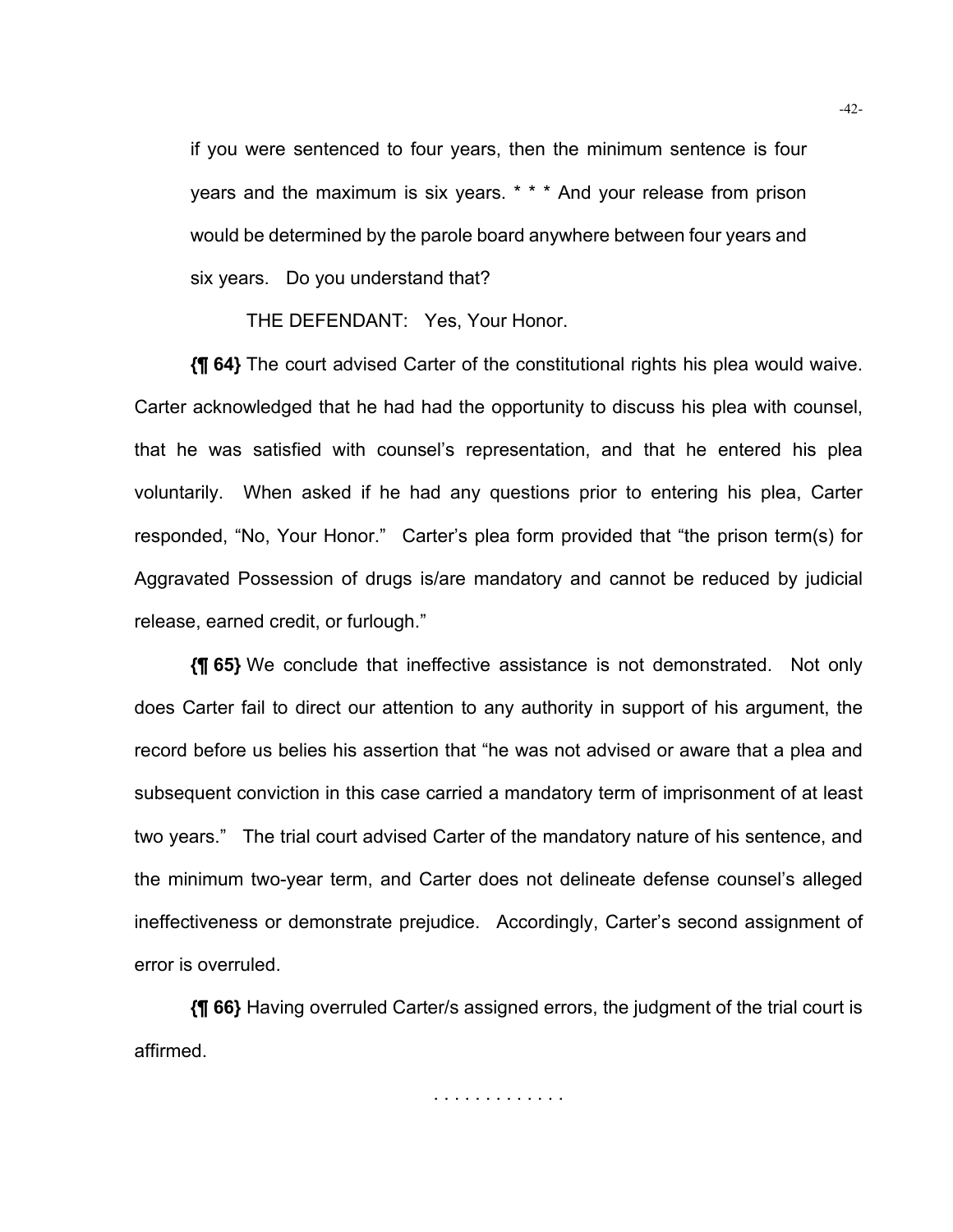if you were sentenced to four years, then the minimum sentence is four years and the maximum is six years. * * * And your release from prison would be determined by the parole board anywhere between four years and six years. Do you understand that?

THE DEFENDANT: Yes, Your Honor.

**{¶ 64}** The court advised Carter of the constitutional rights his plea would waive. Carter acknowledged that he had had the opportunity to discuss his plea with counsel, that he was satisfied with counsel's representation, and that he entered his plea voluntarily. When asked if he had any questions prior to entering his plea, Carter responded, "No, Your Honor." Carter's plea form provided that "the prison term(s) for Aggravated Possession of drugs is/are mandatory and cannot be reduced by judicial release, earned credit, or furlough."

**{¶ 65}** We conclude that ineffective assistance is not demonstrated. Not only does Carter fail to direct our attention to any authority in support of his argument, the record before us belies his assertion that "he was not advised or aware that a plea and subsequent conviction in this case carried a mandatory term of imprisonment of at least two years." The trial court advised Carter of the mandatory nature of his sentence, and the minimum two-year term, and Carter does not delineate defense counsel's alleged ineffectiveness or demonstrate prejudice. Accordingly, Carter's second assignment of error is overruled.

**{¶ 66}** Having overruled Carter/s assigned errors, the judgment of the trial court is affirmed.

. . . . . . . . . . . . .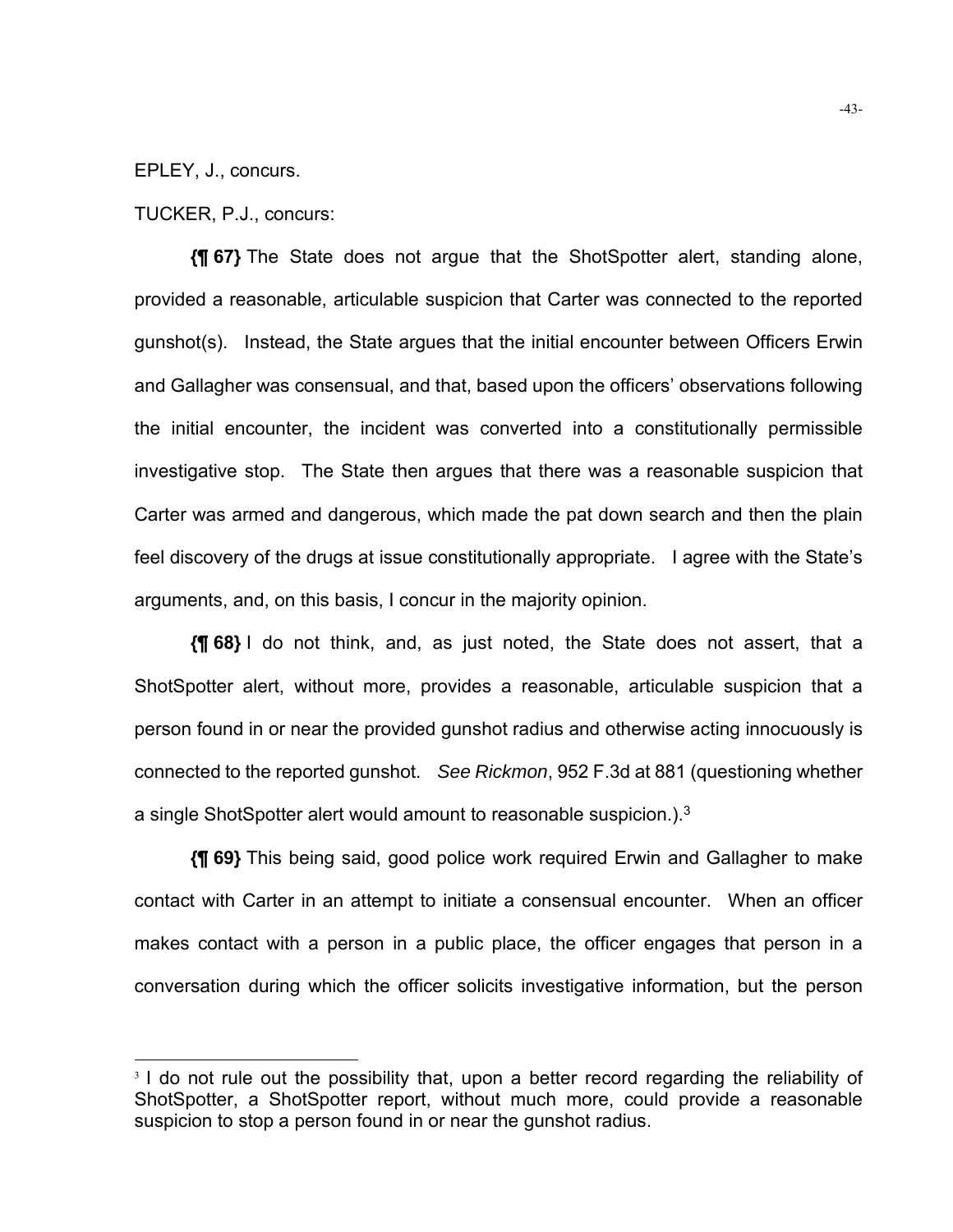EPLEY, J., concurs.

TUCKER, P.J., concurs:

**{¶ 67}** The State does not argue that the ShotSpotter alert, standing alone, provided a reasonable, articulable suspicion that Carter was connected to the reported gunshot(s). Instead, the State argues that the initial encounter between Officers Erwin and Gallagher was consensual, and that, based upon the officers' observations following the initial encounter, the incident was converted into a constitutionally permissible investigative stop. The State then argues that there was a reasonable suspicion that Carter was armed and dangerous, which made the pat down search and then the plain feel discovery of the drugs at issue constitutionally appropriate. I agree with the State's arguments, and, on this basis, I concur in the majority opinion.

**{¶ 68}** I do not think, and, as just noted, the State does not assert, that a ShotSpotter alert, without more, provides a reasonable, articulable suspicion that a person found in or near the provided gunshot radius and otherwise acting innocuously is connected to the reported gunshot. *See Rickmon*, 952 F.3d at 881 (questioning whether a single ShotSpotter alert would amount to reasonable suspicion.).[3]

**{¶ 69}** This being said, good police work required Erwin and Gallagher to make contact with Carter in an attempt to initiate a consensual encounter. When an officer makes contact with a person in a public place, the officer engages that person in a conversation during which the officer solicits investigative information, but the person

---

[3] I do not rule out the possibility that, upon a better record regarding the reliability of ShotSpotter, a ShotSpotter report, without much more, could provide a reasonable suspicion to stop a person found in or near the gunshot radius.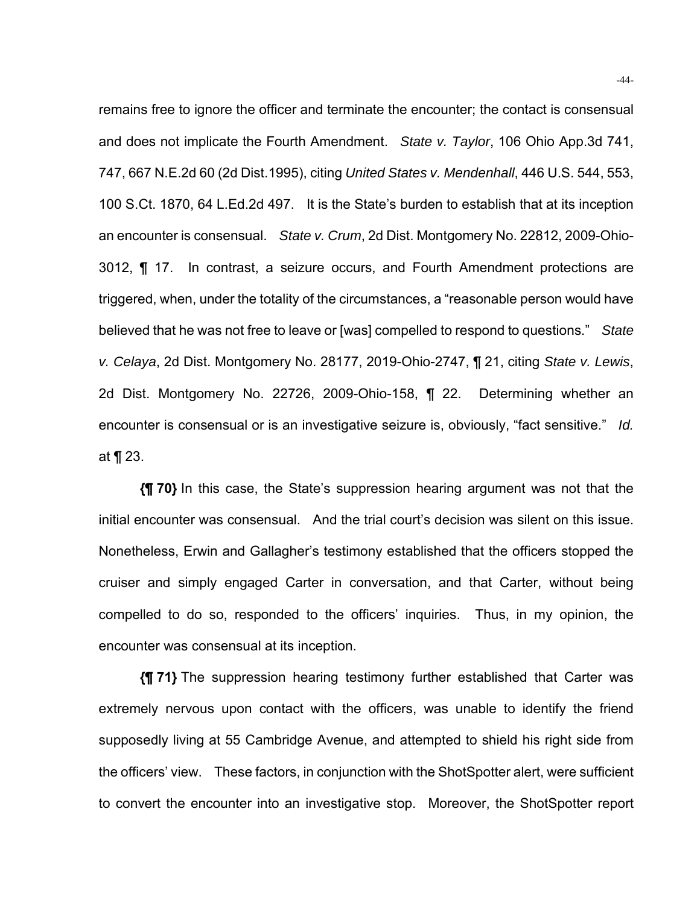remains free to ignore the officer and terminate the encounter; the contact is consensual and does not implicate the Fourth Amendment. *State v. Taylor*, 106 Ohio App.3d 741, 747, 667 N.E.2d 60 (2d Dist.1995), citing *United States v. Mendenhall*, 446 U.S. 544, 553, 100 S.Ct. 1870, 64 L.Ed.2d 497. It is the State's burden to establish that at its inception an encounter is consensual. *State v. Crum*, 2d Dist. Montgomery No. 22812, 2009-Ohio-3012, ¶ 17. In contrast, a seizure occurs, and Fourth Amendment protections are triggered, when, under the totality of the circumstances, a "reasonable person would have believed that he was not free to leave or [was] compelled to respond to questions." *State v. Celaya*, 2d Dist. Montgomery No. 28177, 2019-Ohio-2747, ¶ 21, citing *State v. Lewis*, 2d Dist. Montgomery No. 22726, 2009-Ohio-158, ¶ 22. Determining whether an encounter is consensual or is an investigative seizure is, obviously, "fact sensitive." *Id.* at ¶ 23.

**{¶ 70}** In this case, the State's suppression hearing argument was not that the initial encounter was consensual. And the trial court's decision was silent on this issue. Nonetheless, Erwin and Gallagher's testimony established that the officers stopped the cruiser and simply engaged Carter in conversation, and that Carter, without being compelled to do so, responded to the officers' inquiries. Thus, in my opinion, the encounter was consensual at its inception.

**{¶ 71}** The suppression hearing testimony further established that Carter was extremely nervous upon contact with the officers, was unable to identify the friend supposedly living at 55 Cambridge Avenue, and attempted to shield his right side from the officers' view. These factors, in conjunction with the ShotSpotter alert, were sufficient to convert the encounter into an investigative stop. Moreover, the ShotSpotter report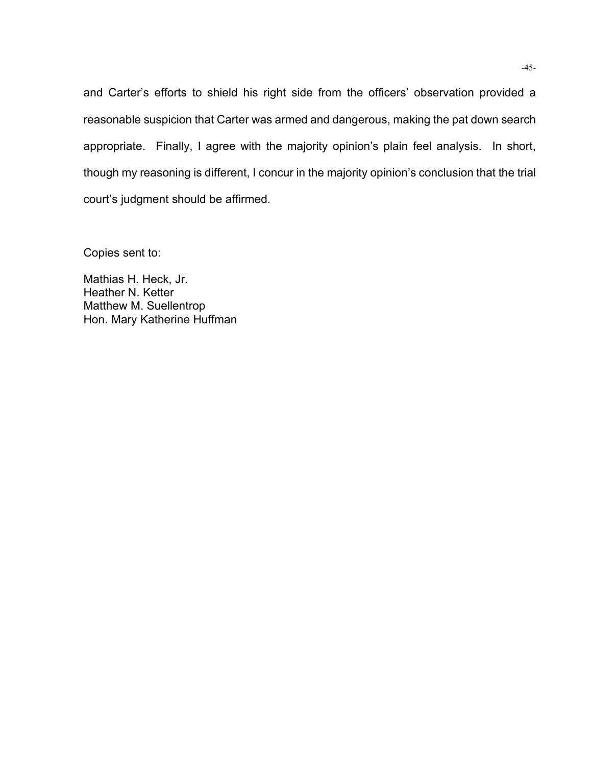and Carter's efforts to shield his right side from the officers' observation provided a reasonable suspicion that Carter was armed and dangerous, making the pat down search appropriate. Finally, I agree with the majority opinion's plain feel analysis. In short, though my reasoning is different, I concur in the majority opinion's conclusion that the trial court's judgment should be affirmed.

Copies sent to:

Mathias H. Heck, Jr.
Heather N. Ketter
Matthew M. Suellentrop
Hon. Mary Katherine Huffman